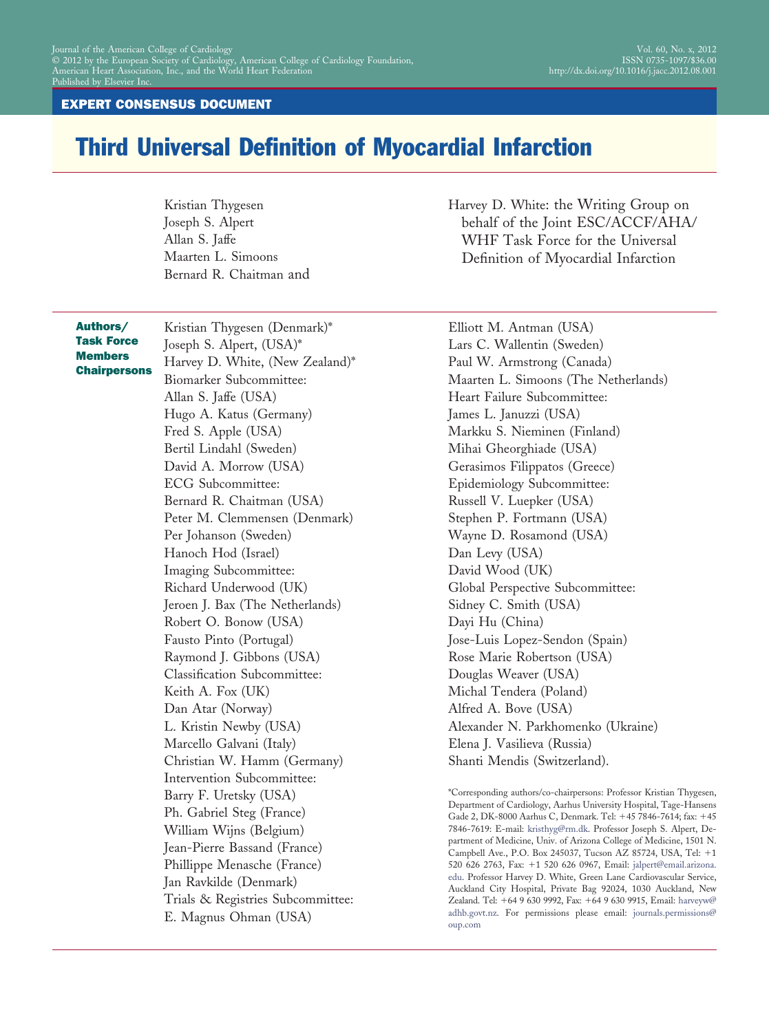EXPERT CONSENSUS DOCUMENT

# Third Universal Definition of Myocardial Infarction

Kristian Thygesen
Joseph S. Alpert
Allan S. Jaffe
Maarten L. Simoons
Bernard R. Chaitman and
Harvey D. White: the Writing Group on behalf of the Joint ESC/ACCF/AHA/WHF Task Force for the Universal Definition of Myocardial Infarction

**Authors/Task Force Members Chairpersons**

Kristian Thygesen (Denmark)*
Joseph S. Alpert, (USA)*
Harvey D. White, (New Zealand)*

Biomarker Subcommittee:
Allan S. Jaffe (USA)
Hugo A. Katus (Germany)
Fred S. Apple (USA)
Bertil Lindahl (Sweden)
David A. Morrow (USA)

ECG Subcommittee:
Bernard R. Chaitman (USA)
Peter M. Clemmensen (Denmark)
Per Johanson (Sweden)
Hanoch Hod (Israel)

Imaging Subcommittee:
Richard Underwood (UK)
Jeroen J. Bax (The Netherlands)
Robert O. Bonow (USA)
Fausto Pinto (Portugal)
Raymond J. Gibbons (USA)

Classification Subcommittee:
Keith A. Fox (UK)
Dan Atar (Norway)
L. Kristin Newby (USA)
Marcello Galvani (Italy)
Christian W. Hamm (Germany)

Intervention Subcommittee:
Barry F. Uretsky (USA)
Ph. Gabriel Steg (France)
William Wijns (Belgium)
Jean-Pierre Bassand (France)
Phillippe Menasche (France)
Jan Ravkilde (Denmark)

Trials & Registries Subcommittee:
E. Magnus Ohman (USA)
Elliott M. Antman (USA)
Lars C. Wallentin (Sweden)
Paul W. Armstrong (Canada)
Maarten L. Simoons (The Netherlands)

Heart Failure Subcommittee:
James L. Januzzi (USA)
Markku S. Nieminen (Finland)
Mihai Gheorghiade (USA)
Gerasimos Filippatos (Greece)

Epidemiology Subcommittee:
Russell V. Luepker (USA)
Stephen P. Fortmann (USA)
Wayne D. Rosamond (USA)
Dan Levy (USA)
David Wood (UK)

Global Perspective Subcommittee:
Sidney C. Smith (USA)
Dayi Hu (China)
Jose-Luis Lopez-Sendon (Spain)
Rose Marie Robertson (USA)
Douglas Weaver (USA)
Michal Tendera (Poland)
Alfred A. Bove (USA)
Alexander N. Parkhomenko (Ukraine)
Elena J. Vasilieva (Russia)
Shanti Mendis (Switzerland).

*Corresponding authors/co-chairpersons: Professor Kristian Thygesen, Department of Cardiology, Aarhus University Hospital, Tage-Hansens Gade 2, DK-8000 Aarhus C, Denmark. Tel: +45 7846-7614; fax: +45 7846-7619: E-mail: kristhyg@rm.dk. Professor Joseph S. Alpert, Department of Medicine, Univ. of Arizona College of Medicine, 1501 N. Campbell Ave., P.O. Box 245037, Tucson AZ 85724, USA, Tel: +1 520 626 2763, Fax: +1 520 626 0967, Email: jalpert@email.arizona.edu. Professor Harvey D. White, Green Lane Cardiovascular Service, Auckland City Hospital, Private Bag 92024, 1030 Auckland, New Zealand. Tel: +64 9 630 9992, Fax: +64 9 630 9915, Email: harveyw@adhb.govt.nz. For permissions please email: journals.permissions@oup.com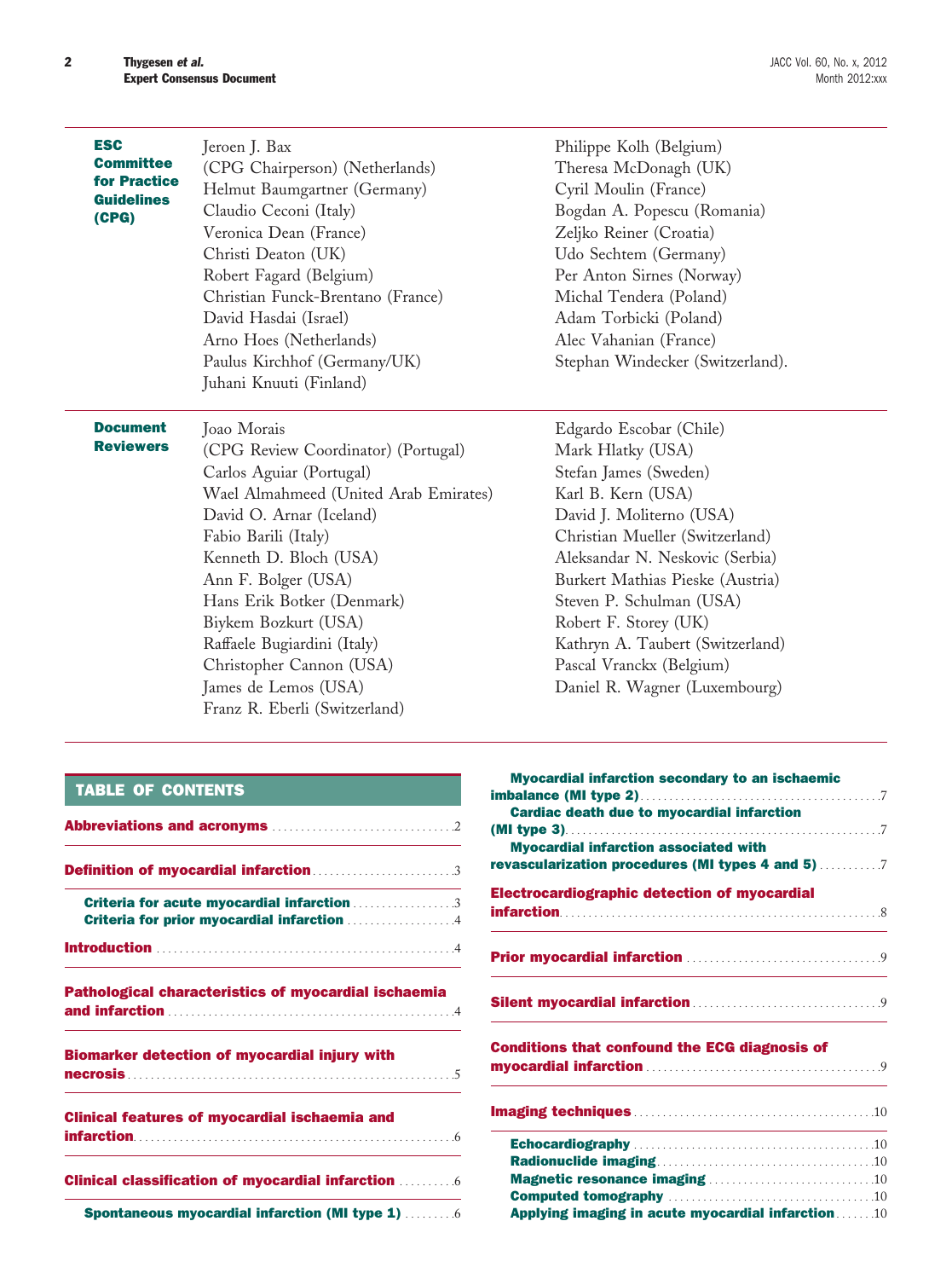**ESC Committee for Practice Guidelines (CPG)**

Jeroen J. Bax (CPG Chairperson) (Netherlands)
Helmut Baumgartner (Germany)
Claudio Ceconi (Italy)
Veronica Dean (France)
Christi Deaton (UK)
Robert Fagard (Belgium)
Christian Funck-Brentano (France)
David Hasdai (Israel)
Arno Hoes (Netherlands)
Paulus Kirchhof (Germany/UK)
Juhani Knuuti (Finland)
Philippe Kolh (Belgium)
Theresa McDonagh (UK)
Cyril Moulin (France)
Bogdan A. Popescu (Romania)
Zeljko Reiner (Croatia)
Udo Sechtem (Germany)
Per Anton Sirnes (Norway)
Michal Tendera (Poland)
Adam Torbicki (Poland)
Alec Vahanian (France)
Stephan Windecker (Switzerland).

**Document Reviewers**

Joao Morais (CPG Review Coordinator) (Portugal)
Carlos Aguiar (Portugal)
Wael Almahmeed (United Arab Emirates)
David O. Arnar (Iceland)
Fabio Barili (Italy)
Kenneth D. Bloch (USA)
Ann F. Bolger (USA)
Hans Erik Botker (Denmark)
Biykem Bozkurt (USA)
Raffaele Bugiardini (Italy)
Christopher Cannon (USA)
James de Lemos (USA)
Franz R. Eberli (Switzerland)
Edgardo Escobar (Chile)
Mark Hlatky (USA)
Stefan James (Sweden)
Karl B. Kern (USA)
David J. Moliterno (USA)
Christian Mueller (Switzerland)
Aleksandar N. Neskovic (Serbia)
Burkert Mathias Pieske (Austria)
Steven P. Schulman (USA)
Robert F. Storey (UK)
Kathryn A. Taubert (Switzerland)
Pascal Vranckx (Belgium)
Daniel R. Wagner (Luxembourg)

## TABLE OF CONTENTS

**Abbreviations and acronyms** ... 2

**Definition of myocardial infarction** ... 3
- Criteria for acute myocardial infarction ... 3
- Criteria for prior myocardial infarction ... 4

**Introduction** ... 4

**Pathological characteristics of myocardial ischaemia and infarction** ... 4

**Biomarker detection of myocardial injury with necrosis** ... 5

**Clinical features of myocardial ischaemia and infarction** ... 6

**Clinical classification of myocardial infarction** ... 6
- Spontaneous myocardial infarction (MI type 1) ... 6
- Myocardial infarction secondary to an ischaemic imbalance (MI type 2) ... 7
- Cardiac death due to myocardial infarction (MI type 3) ... 7
- Myocardial infarction associated with revascularization procedures (MI types 4 and 5) ... 7

**Electrocardiographic detection of myocardial infarction** ... 8

**Prior myocardial infarction** ... 9

**Silent myocardial infarction** ... 9

**Conditions that confound the ECG diagnosis of myocardial infarction** ... 9

**Imaging techniques** ... 10
- Echocardiography ... 10
- Radionuclide imaging ... 10
- Magnetic resonance imaging ... 10
- Computed tomography ... 10
- Applying imaging in acute myocardial infarction ... 10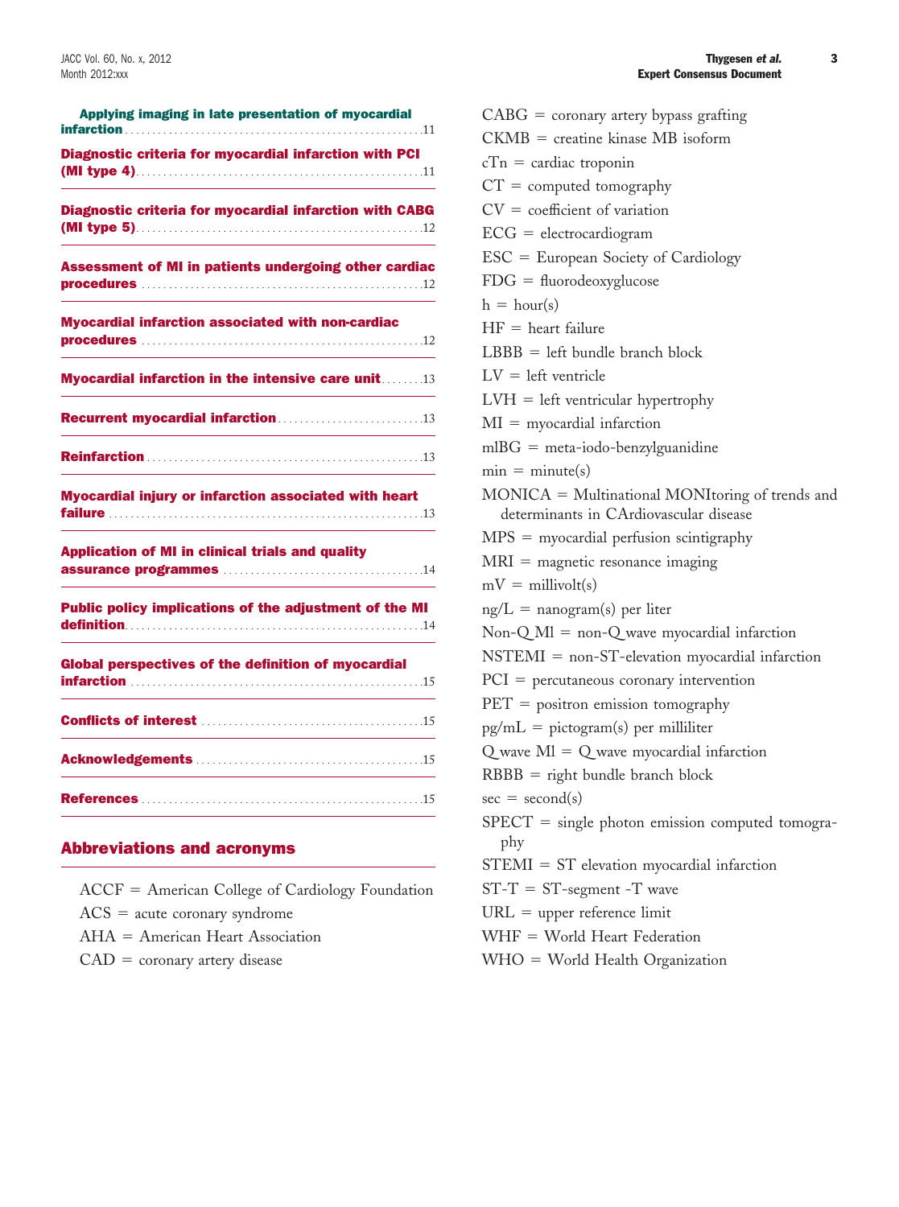Applying imaging in late presentation of myocardial infarction .......11

Diagnostic criteria for myocardial infarction with PCI (MI type 4) .......11

Diagnostic criteria for myocardial infarction with CABG (MI type 5) .......12

Assessment of MI in patients undergoing other cardiac procedures .......12

Myocardial infarction associated with non-cardiac procedures .......12

Myocardial infarction in the intensive care unit .......13

Recurrent myocardial infarction .......13

Reinfarction .......13

Myocardial injury or infarction associated with heart failure .......13

Application of MI in clinical trials and quality assurance programmes .......14

Public policy implications of the adjustment of the MI definition .......14

Global perspectives of the definition of myocardial infarction .......15

Conflicts of interest .......15

Acknowledgements .......15

References .......15

## Abbreviations and acronyms

ACCF = American College of Cardiology Foundation
ACS = acute coronary syndrome
AHA = American Heart Association
CAD = coronary artery disease
CABG = coronary artery bypass grafting
CKMB = creatine kinase MB isoform
cTn = cardiac troponin
CT = computed tomography
CV = coefficient of variation
ECG = electrocardiogram
ESC = European Society of Cardiology
FDG = fluorodeoxyglucose
h = hour(s)
HF = heart failure
LBBB = left bundle branch block
LV = left ventricle
LVH = left ventricular hypertrophy
MI = myocardial infarction
mIBG = meta-iodo-benzylguanidine
min = minute(s)
MONICA = Multinational MONItoring of trends and determinants in CArdiovascular disease
MPS = myocardial perfusion scintigraphy
MRI = magnetic resonance imaging
mV = millivolt(s)
ng/L = nanogram(s) per liter
Non-Q MI = non-Q wave myocardial infarction
NSTEMI = non-ST-elevation myocardial infarction
PCI = percutaneous coronary intervention
PET = positron emission tomography
pg/mL = pictogram(s) per milliliter
Q wave MI = Q wave myocardial infarction
RBBB = right bundle branch block
sec = second(s)
SPECT = single photon emission computed tomography
STEMI = ST elevation myocardial infarction
ST-T = ST-segment -T wave
URL = upper reference limit
WHF = World Heart Federation
WHO = World Health Organization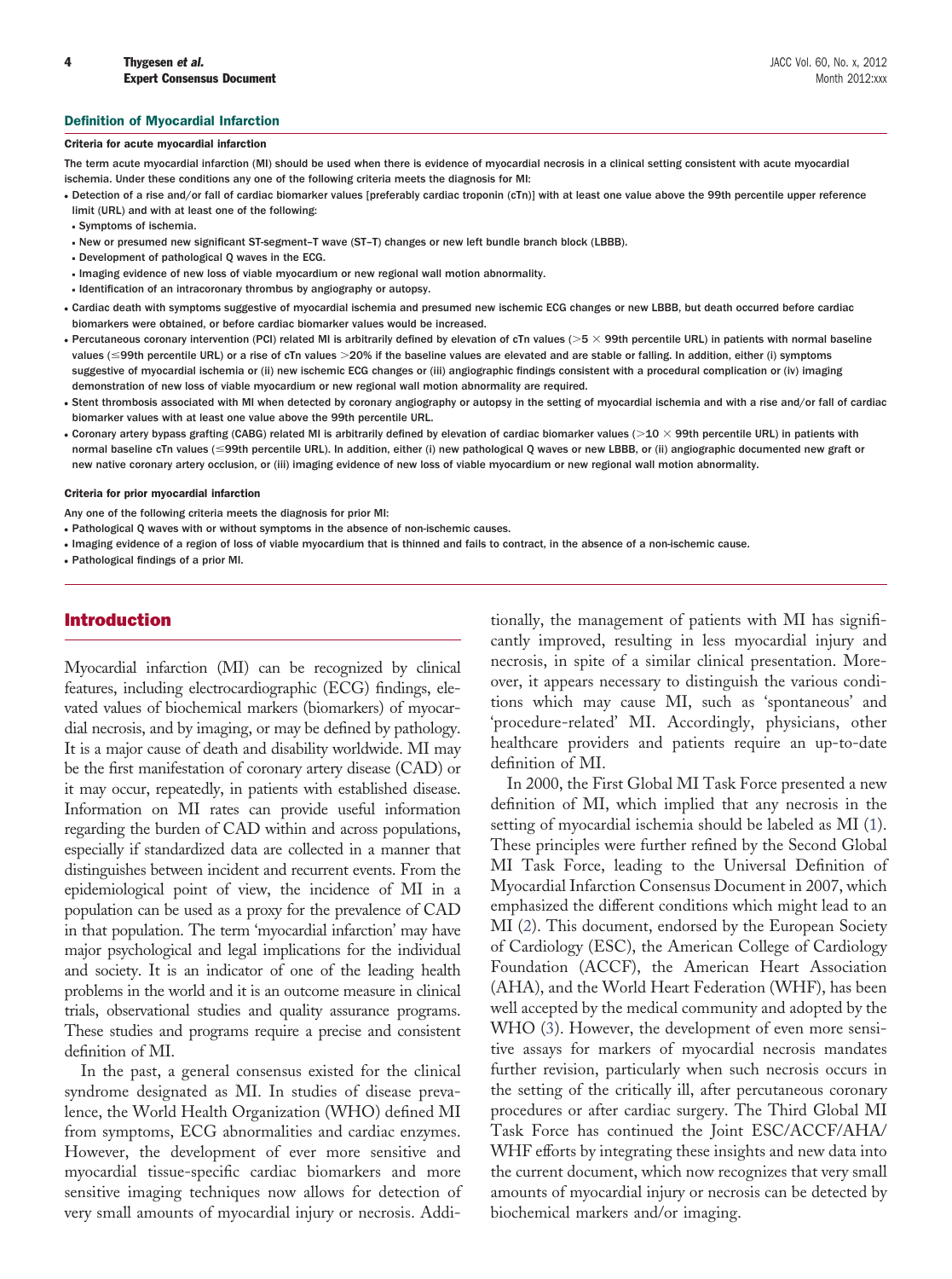### Definition of Myocardial Infarction

**Criteria for acute myocardial infarction**

The term acute myocardial infarction (MI) should be used when there is evidence of myocardial necrosis in a clinical setting consistent with acute myocardial ischemia. Under these conditions any one of the following criteria meets the diagnosis for MI:

- Detection of a rise and/or fall of cardiac biomarker values [preferably cardiac troponin (cTn)] with at least one value above the 99th percentile upper reference limit (URL) and with at least one of the following:
  - Symptoms of ischemia.
  - New or presumed new significant ST-segment–T wave (ST–T) changes or new left bundle branch block (LBBB).
  - Development of pathological Q waves in the ECG.
  - Imaging evidence of new loss of viable myocardium or new regional wall motion abnormality.
  - Identification of an intracoronary thrombus by angiography or autopsy.
- Cardiac death with symptoms suggestive of myocardial ischemia and presumed new ischemic ECG changes or new LBBB, but death occurred before cardiac biomarkers were obtained, or before cardiac biomarker values would be increased.
- Percutaneous coronary intervention (PCI) related MI is arbitrarily defined by elevation of cTn values ($>5 \times$ 99th percentile URL) in patients with normal baseline values ($\leq$99th percentile URL) or a rise of cTn values >20% if the baseline values are elevated and are stable or falling. In addition, either (i) symptoms suggestive of myocardial ischemia or (ii) new ischemic ECG changes or (iii) angiographic findings consistent with a procedural complication or (iv) imaging demonstration of new loss of viable myocardium or new regional wall motion abnormality are required.
- Stent thrombosis associated with MI when detected by coronary angiography or autopsy in the setting of myocardial ischemia and with a rise and/or fall of cardiac biomarker values with at least one value above the 99th percentile URL.
- Coronary artery bypass grafting (CABG) related MI is arbitrarily defined by elevation of cardiac biomarker values ($>10 \times$ 99th percentile URL) in patients with normal baseline cTn values ($\leq$99th percentile URL). In addition, either (i) new pathological Q waves or new LBBB, or (ii) angiographic documented new graft or new native coronary artery occlusion, or (iii) imaging evidence of new loss of viable myocardium or new regional wall motion abnormality.

**Criteria for prior myocardial infarction**

Any one of the following criteria meets the diagnosis for prior MI:

- Pathological Q waves with or without symptoms in the absence of non-ischemic causes.
- Imaging evidence of a region of loss of viable myocardium that is thinned and fails to contract, in the absence of a non-ischemic cause.
- Pathological findings of a prior MI.

## Introduction

Myocardial infarction (MI) can be recognized by clinical features, including electrocardiographic (ECG) findings, elevated values of biochemical markers (biomarkers) of myocardial necrosis, and by imaging, or may be defined by pathology. It is a major cause of death and disability worldwide. MI may be the first manifestation of coronary artery disease (CAD) or it may occur, repeatedly, in patients with established disease. Information on MI rates can provide useful information regarding the burden of CAD within and across populations, especially if standardized data are collected in a manner that distinguishes between incident and recurrent events. From the epidemiological point of view, the incidence of MI in a population can be used as a proxy for the prevalence of CAD in that population. The term 'myocardial infarction' may have major psychological and legal implications for the individual and society. It is an indicator of one of the leading health problems in the world and it is an outcome measure in clinical trials, observational studies and quality assurance programs. These studies and programs require a precise and consistent definition of MI.

In the past, a general consensus existed for the clinical syndrome designated as MI. In studies of disease prevalence, the World Health Organization (WHO) defined MI from symptoms, ECG abnormalities and cardiac enzymes. However, the development of ever more sensitive and myocardial tissue-specific cardiac biomarkers and more sensitive imaging techniques now allows for detection of very small amounts of myocardial injury or necrosis. Additionally, the management of patients with MI has significantly improved, resulting in less myocardial injury and necrosis, in spite of a similar clinical presentation. Moreover, it appears necessary to distinguish the various conditions which may cause MI, such as 'spontaneous' and 'procedure-related' MI. Accordingly, physicians, other healthcare providers and patients require an up-to-date definition of MI.

In 2000, the First Global MI Task Force presented a new definition of MI, which implied that any necrosis in the setting of myocardial ischemia should be labeled as MI (1). These principles were further refined by the Second Global MI Task Force, leading to the Universal Definition of Myocardial Infarction Consensus Document in 2007, which emphasized the different conditions which might lead to an MI (2). This document, endorsed by the European Society of Cardiology (ESC), the American College of Cardiology Foundation (ACCF), the American Heart Association (AHA), and the World Heart Federation (WHF), has been well accepted by the medical community and adopted by the WHO (3). However, the development of even more sensitive assays for markers of myocardial necrosis mandates further revision, particularly when such necrosis occurs in the setting of the critically ill, after percutaneous coronary procedures or after cardiac surgery. The Third Global MI Task Force has continued the Joint ESC/ACCF/AHA/WHF efforts by integrating these insights and new data into the current document, which now recognizes that very small amounts of myocardial injury or necrosis can be detected by biochemical markers and/or imaging.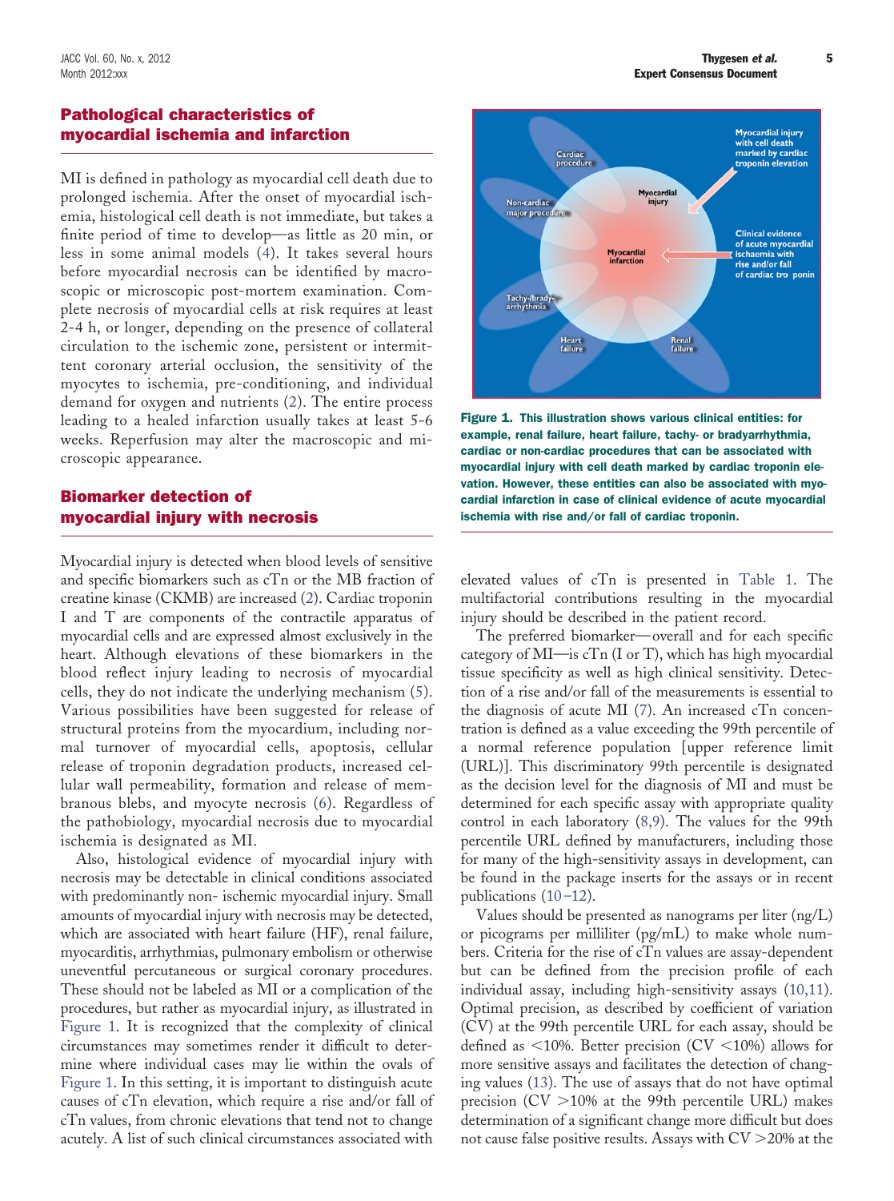## Pathological characteristics of myocardial ischemia and infarction

MI is defined in pathology as myocardial cell death due to prolonged ischemia. After the onset of myocardial ischemia, histological cell death is not immediate, but takes a finite period of time to develop—as little as 20 min, or less in some animal models (4). It takes several hours before myocardial necrosis can be identified by macroscopic or microscopic post-mortem examination. Complete necrosis of myocardial cells at risk requires at least 2-4 h, or longer, depending on the presence of collateral circulation to the ischemic zone, persistent or intermittent coronary arterial occlusion, the sensitivity of the myocytes to ischemia, pre-conditioning, and individual demand for oxygen and nutrients (2). The entire process leading to a healed infarction usually takes at least 5-6 weeks. Reperfusion may alter the macroscopic and microscopic appearance.

## Biomarker detection of myocardial injury with necrosis

Myocardial injury is detected when blood levels of sensitive and specific biomarkers such as cTn or the MB fraction of creatine kinase (CKMB) are increased (2). Cardiac troponin I and T are components of the contractile apparatus of myocardial cells and are expressed almost exclusively in the heart. Although elevations of these biomarkers in the blood reflect injury leading to necrosis of myocardial cells, they do not indicate the underlying mechanism (5). Various possibilities have been suggested for release of structural proteins from the myocardium, including normal turnover of myocardial cells, apoptosis, cellular release of troponin degradation products, increased cellular wall permeability, formation and release of membranous blebs, and myocyte necrosis (6). Regardless of the pathobiology, myocardial necrosis due to myocardial ischemia is designated as MI.

Also, histological evidence of myocardial injury with necrosis may be detectable in clinical conditions associated with predominantly non- ischemic myocardial injury. Small amounts of myocardial injury with necrosis may be detected, which are associated with heart failure (HF), renal failure, myocarditis, arrhythmias, pulmonary embolism or otherwise uneventful percutaneous or surgical coronary procedures. These should not be labeled as MI or a complication of the procedures, but rather as myocardial injury, as illustrated in Figure 1. It is recognized that the complexity of clinical circumstances may sometimes render it difficult to determine where individual cases may lie within the ovals of Figure 1. In this setting, it is important to distinguish acute causes of cTn elevation, which require a rise and/or fall of cTn values, from chronic elevations that tend not to change acutely. A list of such clinical circumstances associated with elevated values of cTn is presented in Table 1. The multifactorial contributions resulting in the myocardial injury should be described in the patient record.

**Figure 1. This illustration shows various clinical entities: for example, renal failure, heart failure, tachy- or bradyarrhythmia, cardiac or non-cardiac procedures that can be associated with myocardial injury with cell death marked by cardiac troponin elevation. However, these entities can also be associated with myocardial infarction in case of clinical evidence of acute myocardial ischemia with rise and/or fall of cardiac troponin.**

The preferred biomarker—overall and for each specific category of MI—is cTn (I or T), which has high myocardial tissue specificity as well as high clinical sensitivity. Detection of a rise and/or fall of the measurements is essential to the diagnosis of acute MI (7). An increased cTn concentration is defined as a value exceeding the 99th percentile of a normal reference population [upper reference limit (URL)]. This discriminatory 99th percentile is designated as the decision level for the diagnosis of MI and must be determined for each specific assay with appropriate quality control in each laboratory (8,9). The values for the 99th percentile URL defined by manufacturers, including those for many of the high-sensitivity assays in development, can be found in the package inserts for the assays or in recent publications (10–12).

Values should be presented as nanograms per liter (ng/L) or picograms per milliliter (pg/mL) to make whole numbers. Criteria for the rise of cTn values are assay-dependent but can be defined from the precision profile of each individual assay, including high-sensitivity assays (10,11). Optimal precision, as described by coefficient of variation (CV) at the 99th percentile URL for each assay, should be defined as <10%. Better precision (CV <10%) allows for more sensitive assays and facilitates the detection of changing values (13). The use of assays that do not have optimal precision (CV >10% at the 99th percentile URL) makes determination of a significant change more difficult but does not cause false positive results. Assays with CV >20% at the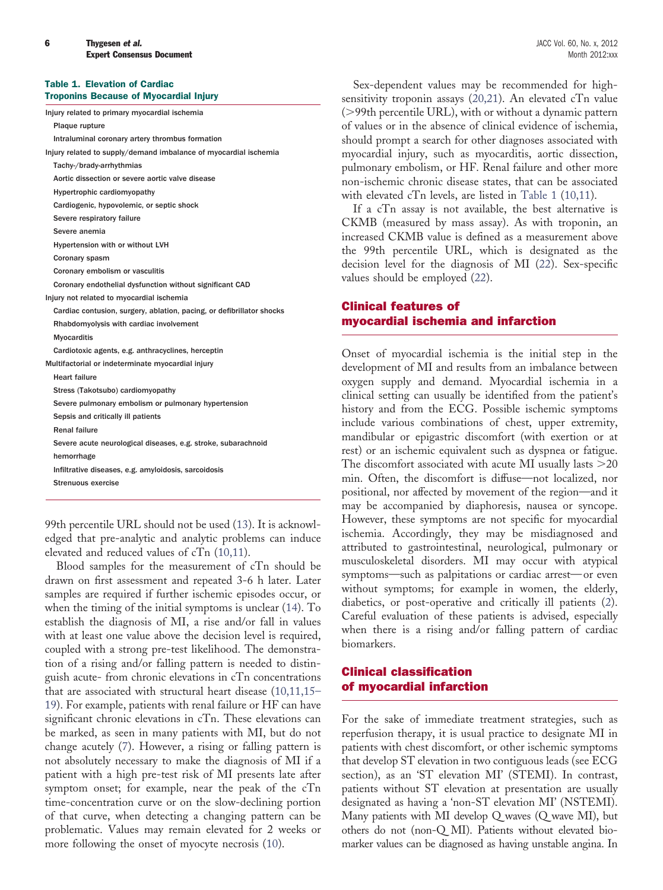**Table 1. Elevation of Cardiac Troponins Because of Myocardial Injury**

| |
|---|
| Injury related to primary myocardial ischemia |
| Plaque rupture |
| Intraluminal coronary artery thrombus formation |
| Injury related to supply/demand imbalance of myocardial ischemia |
| Tachy-/brady-arrhythmias |
| Aortic dissection or severe aortic valve disease |
| Hypertrophic cardiomyopathy |
| Cardiogenic, hypovolemic, or septic shock |
| Severe respiratory failure |
| Severe anemia |
| Hypertension with or without LVH |
| Coronary spasm |
| Coronary embolism or vasculitis |
| Coronary endothelial dysfunction without significant CAD |
| Injury not related to myocardial ischemia |
| Cardiac contusion, surgery, ablation, pacing, or defibrillator shocks |
| Rhabdomyolysis with cardiac involvement |
| Myocarditis |
| Cardiotoxic agents, e.g. anthracyclines, herceptin |
| Multifactorial or indeterminate myocardial injury |
| Heart failure |
| Stress (Takotsubo) cardiomyopathy |
| Severe pulmonary embolism or pulmonary hypertension |
| Sepsis and critically ill patients |
| Renal failure |
| Severe acute neurological diseases, e.g. stroke, subarachnoid hemorrhage |
| Infiltrative diseases, e.g. amyloidosis, sarcoidosis |
| Strenuous exercise |

99th percentile URL should not be used (13). It is acknowledged that pre-analytic and analytic problems can induce elevated and reduced values of cTn (10,11).

Blood samples for the measurement of cTn should be drawn on first assessment and repeated 3-6 h later. Later samples are required if further ischemic episodes occur, or when the timing of the initial symptoms is unclear (14). To establish the diagnosis of MI, a rise and/or fall in values with at least one value above the decision level is required, coupled with a strong pre-test likelihood. The demonstration of a rising and/or falling pattern is needed to distinguish acute- from chronic elevations in cTn concentrations that are associated with structural heart disease (10,11,15–19). For example, patients with renal failure or HF can have significant chronic elevations in cTn. These elevations can be marked, as seen in many patients with MI, but do not change acutely (7). However, a rising or falling pattern is not absolutely necessary to make the diagnosis of MI if a patient with a high pre-test risk of MI presents late after symptom onset; for example, near the peak of the cTn time-concentration curve or on the slow-declining portion of that curve, when detecting a changing pattern can be problematic. Values may remain elevated for 2 weeks or more following the onset of myocyte necrosis (10).

Sex-dependent values may be recommended for high-sensitivity troponin assays (20,21). An elevated cTn value (>99th percentile URL), with or without a dynamic pattern of values or in the absence of clinical evidence of ischemia, should prompt a search for other diagnoses associated with myocardial injury, such as myocarditis, aortic dissection, pulmonary embolism, or HF. Renal failure and other more non-ischemic chronic disease states, that can be associated with elevated cTn levels, are listed in Table 1 (10,11).

If a cTn assay is not available, the best alternative is CKMB (measured by mass assay). As with troponin, an increased CKMB value is defined as a measurement above the 99th percentile URL, which is designated as the decision level for the diagnosis of MI (22). Sex-specific values should be employed (22).

## Clinical features of myocardial ischemia and infarction

Onset of myocardial ischemia is the initial step in the development of MI and results from an imbalance between oxygen supply and demand. Myocardial ischemia in a clinical setting can usually be identified from the patient's history and from the ECG. Possible ischemic symptoms include various combinations of chest, upper extremity, mandibular or epigastric discomfort (with exertion or at rest) or an ischemic equivalent such as dyspnea or fatigue. The discomfort associated with acute MI usually lasts >20 min. Often, the discomfort is diffuse—not localized, nor positional, nor affected by movement of the region—and it may be accompanied by diaphoresis, nausea or syncope. However, these symptoms are not specific for myocardial ischemia. Accordingly, they may be misdiagnosed and attributed to gastrointestinal, neurological, pulmonary or musculoskeletal disorders. MI may occur with atypical symptoms—such as palpitations or cardiac arrest—or even without symptoms; for example in women, the elderly, diabetics, or post-operative and critically ill patients (2). Careful evaluation of these patients is advised, especially when there is a rising and/or falling pattern of cardiac biomarkers.

## Clinical classification of myocardial infarction

For the sake of immediate treatment strategies, such as reperfusion therapy, it is usual practice to designate MI in patients with chest discomfort, or other ischemic symptoms that develop ST elevation in two contiguous leads (see ECG section), as an 'ST elevation MI' (STEMI). In contrast, patients without ST elevation at presentation are usually designated as having a 'non-ST elevation MI' (NSTEMI). Many patients with MI develop Q waves (Q wave MI), but others do not (non-Q MI). Patients without elevated biomarker values can be diagnosed as having unstable angina. In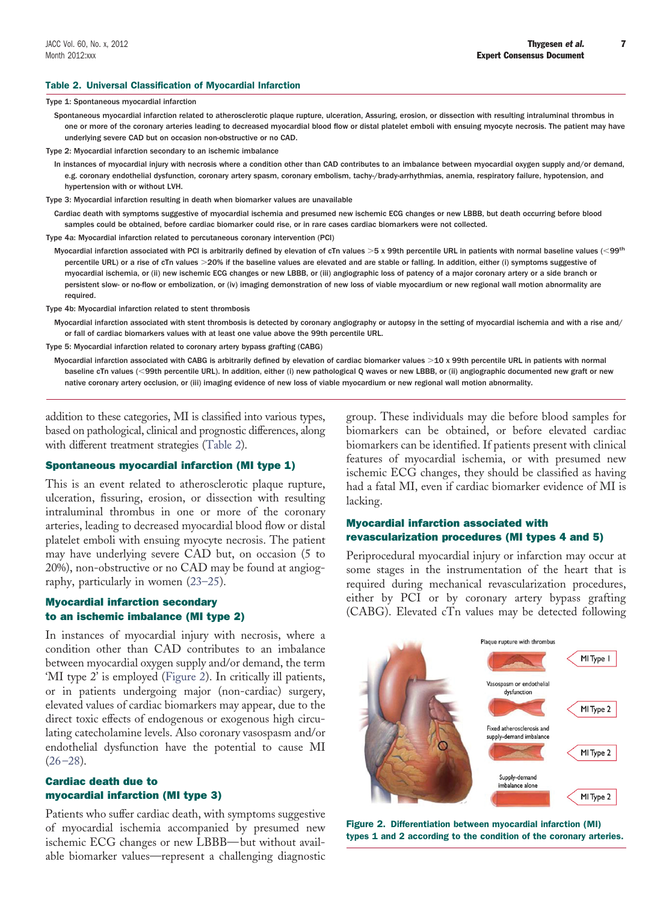**Table 2. Universal Classification of Myocardial Infarction**

**Type 1: Spontaneous myocardial infarction**

Spontaneous myocardial infarction related to atherosclerotic plaque rupture, ulceration, Assuring, erosion, or dissection with resulting intraluminal thrombus in one or more of the coronary arteries leading to decreased myocardial blood flow or distal platelet emboli with ensuing myocyte necrosis. The patient may have underlying severe CAD but on occasion non-obstructive or no CAD.

**Type 2: Myocardial infarction secondary to an ischemic imbalance**

In instances of myocardial injury with necrosis where a condition other than CAD contributes to an imbalance between myocardial oxygen supply and/or demand, e.g. coronary endothelial dysfunction, coronary artery spasm, coronary embolism, tachy-/brady-arrhythmias, anemia, respiratory failure, hypotension, and hypertension with or without LVH.

**Type 3: Myocardial infarction resulting in death when biomarker values are unavailable**

Cardiac death with symptoms suggestive of myocardial ischemia and presumed new ischemic ECG changes or new LBBB, but death occurring before blood samples could be obtained, before cardiac biomarker could rise, or in rare cases cardiac biomarkers were not collected.

**Type 4a: Myocardial infarction related to percutaneous coronary intervention (PCI)**

Myocardial infarction associated with PCI is arbitrarily defined by elevation of cTn values >5 x 99th percentile URL in patients with normal baseline values (<99th percentile URL) or a rise of cTn values >20% if the baseline values are elevated and are stable or falling. In addition, either (i) symptoms suggestive of myocardial ischemia, or (ii) new ischemic ECG changes or new LBBB, or (iii) angiographic loss of patency of a major coronary artery or a side branch or persistent slow- or no-flow or embolization, or (iv) imaging demonstration of new loss of viable myocardium or new regional wall motion abnormality are required.

**Type 4b: Myocardial infarction related to stent thrombosis**

Myocardial infarction associated with stent thrombosis is detected by coronary angiography or autopsy in the setting of myocardial ischemia and with a rise and/or fall of cardiac biomarkers values with at least one value above the 99th percentile URL.

**Type 5: Myocardial infarction related to coronary artery bypass grafting (CABG)**

Myocardial infarction associated with CABG is arbitrarily defined by elevation of cardiac biomarker values >10 x 99th percentile URL in patients with normal baseline cTn values (<99th percentile URL). In addition, either (i) new pathological Q waves or new LBBB, or (ii) angiographic documented new graft or new native coronary artery occlusion, or (iii) imaging evidence of new loss of viable myocardium or new regional wall motion abnormality.

addition to these categories, MI is classified into various types, based on pathological, clinical and prognostic differences, along with different treatment strategies (Table 2).

### Spontaneous myocardial infarction (MI type 1)

This is an event related to atherosclerotic plaque rupture, ulceration, fissuring, erosion, or dissection with resulting intraluminal thrombus in one or more of the coronary arteries, leading to decreased myocardial blood flow or distal platelet emboli with ensuing myocyte necrosis. The patient may have underlying severe CAD but, on occasion (5 to 20%), non-obstructive or no CAD may be found at angiography, particularly in women (23–25).

### Myocardial infarction secondary to an ischemic imbalance (MI type 2)

In instances of myocardial injury with necrosis, where a condition other than CAD contributes to an imbalance between myocardial oxygen supply and/or demand, the term 'MI type 2' is employed (Figure 2). In critically ill patients, or in patients undergoing major (non-cardiac) surgery, elevated values of cardiac biomarkers may appear, due to the direct toxic effects of endogenous or exogenous high circulating catecholamine levels. Also coronary vasospasm and/or endothelial dysfunction have the potential to cause MI (26–28).

### Cardiac death due to myocardial infarction (MI type 3)

Patients who suffer cardiac death, with symptoms suggestive of myocardial ischemia accompanied by presumed new ischemic ECG changes or new LBBB—but without available biomarker values—represent a challenging diagnostic group. These individuals may die before blood samples for biomarkers can be obtained, or before elevated cardiac biomarkers can be identified. If patients present with clinical features of myocardial ischemia, or with presumed new ischemic ECG changes, they should be classified as having had a fatal MI, even if cardiac biomarker evidence of MI is lacking.

### Myocardial infarction associated with revascularization procedures (MI types 4 and 5)

Periprocedural myocardial injury or infarction may occur at some stages in the instrumentation of the heart that is required during mechanical revascularization procedures, either by PCI or by coronary artery bypass grafting (CABG). Elevated cTn values may be detected following

**Figure 2. Differentiation between myocardial infarction (MI) types 1 and 2 according to the condition of the coronary arteries.**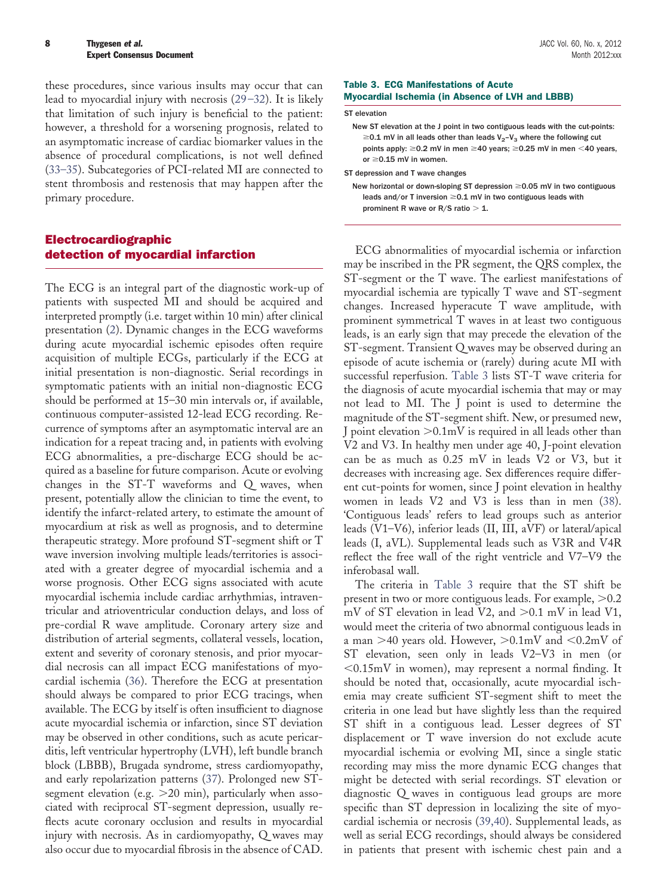these procedures, since various insults may occur that can lead to myocardial injury with necrosis (29–32). It is likely that limitation of such injury is beneficial to the patient: however, a threshold for a worsening prognosis, related to an asymptomatic increase of cardiac biomarker values in the absence of procedural complications, is not well defined (33–35). Subcategories of PCI-related MI are connected to stent thrombosis and restenosis that may happen after the primary procedure.

## Electrocardiographic detection of myocardial infarction

The ECG is an integral part of the diagnostic work-up of patients with suspected MI and should be acquired and interpreted promptly (i.e. target within 10 min) after clinical presentation (2). Dynamic changes in the ECG waveforms during acute myocardial ischemic episodes often require acquisition of multiple ECGs, particularly if the ECG at initial presentation is non-diagnostic. Serial recordings in symptomatic patients with an initial non-diagnostic ECG should be performed at 15–30 min intervals or, if available, continuous computer-assisted 12-lead ECG recording. Recurrence of symptoms after an asymptomatic interval are an indication for a repeat tracing and, in patients with evolving ECG abnormalities, a pre-discharge ECG should be acquired as a baseline for future comparison. Acute or evolving changes in the ST-T waveforms and Q waves, when present, potentially allow the clinician to time the event, to identify the infarct-related artery, to estimate the amount of myocardium at risk as well as prognosis, and to determine therapeutic strategy. More profound ST-segment shift or T wave inversion involving multiple leads/territories is associated with a greater degree of myocardial ischemia and a worse prognosis. Other ECG signs associated with acute myocardial ischemia include cardiac arrhythmias, intraventricular and atrioventricular conduction delays, and loss of pre-cordial R wave amplitude. Coronary artery size and distribution of arterial segments, collateral vessels, location, extent and severity of coronary stenosis, and prior myocardial necrosis can all impact ECG manifestations of myocardial ischemia (36). Therefore the ECG at presentation should always be compared to prior ECG tracings, when available. The ECG by itself is often insufficient to diagnose acute myocardial ischemia or infarction, since ST deviation may be observed in other conditions, such as acute pericarditis, left ventricular hypertrophy (LVH), left bundle branch block (LBBB), Brugada syndrome, stress cardiomyopathy, and early repolarization patterns (37). Prolonged new ST-segment elevation (e.g. >20 min), particularly when associated with reciprocal ST-segment depression, usually reflects acute coronary occlusion and results in myocardial injury with necrosis. As in cardiomyopathy, Q waves may also occur due to myocardial fibrosis in the absence of CAD.

**Table 3. ECG Manifestations of Acute Myocardial Ischemia (in Absence of LVH and LBBB)**

| |
|---|
| **ST elevation** |
| New ST elevation at the J point in two contiguous leads with the cut-points: ≥0.1 mV in all leads other than leads $V_2$–$V_3$ where the following cut points apply: ≥0.2 mV in men ≥40 years; ≥0.25 mV in men <40 years, or ≥0.15 mV in women. |
| **ST depression and T wave changes** |
| New horizontal or down-sloping ST depression ≥0.05 mV in two contiguous leads and/or T inversion ≥0.1 mV in two contiguous leads with prominent R wave or R/S ratio > 1. |

ECG abnormalities of myocardial ischemia or infarction may be inscribed in the PR segment, the QRS complex, the ST-segment or the T wave. The earliest manifestations of myocardial ischemia are typically T wave and ST-segment changes. Increased hyperacute T wave amplitude, with prominent symmetrical T waves in at least two contiguous leads, is an early sign that may precede the elevation of the ST-segment. Transient Q waves may be observed during an episode of acute ischemia or (rarely) during acute MI with successful reperfusion. Table 3 lists ST-T wave criteria for the diagnosis of acute myocardial ischemia that may or may not lead to MI. The J point is used to determine the magnitude of the ST-segment shift. New, or presumed new, J point elevation >0.1mV is required in all leads other than V2 and V3. In healthy men under age 40, J-point elevation can be as much as 0.25 mV in leads V2 or V3, but it decreases with increasing age. Sex differences require different cut-points for women, since J point elevation in healthy women in leads V2 and V3 is less than in men (38). 'Contiguous leads' refers to lead groups such as anterior leads (V1–V6), inferior leads (II, III, aVF) or lateral/apical leads (I, aVL). Supplemental leads such as V3R and V4R reflect the free wall of the right ventricle and V7–V9 the inferobasal wall.

The criteria in Table 3 require that the ST shift be present in two or more contiguous leads. For example, >0.2 mV of ST elevation in lead V2, and >0.1 mV in lead V1, would meet the criteria of two abnormal contiguous leads in a man >40 years old. However, >0.1mV and <0.2mV of ST elevation, seen only in leads V2–V3 in men (or <0.15mV in women), may represent a normal finding. It should be noted that, occasionally, acute myocardial ischemia may create sufficient ST-segment shift to meet the criteria in one lead but have slightly less than the required ST shift in a contiguous lead. Lesser degrees of ST displacement or T wave inversion do not exclude acute myocardial ischemia or evolving MI, since a single static recording may miss the more dynamic ECG changes that might be detected with serial recordings. ST elevation or diagnostic Q waves in contiguous lead groups are more specific than ST depression in localizing the site of myocardial ischemia or necrosis (39,40). Supplemental leads, as well as serial ECG recordings, should always be considered in patients that present with ischemic chest pain and a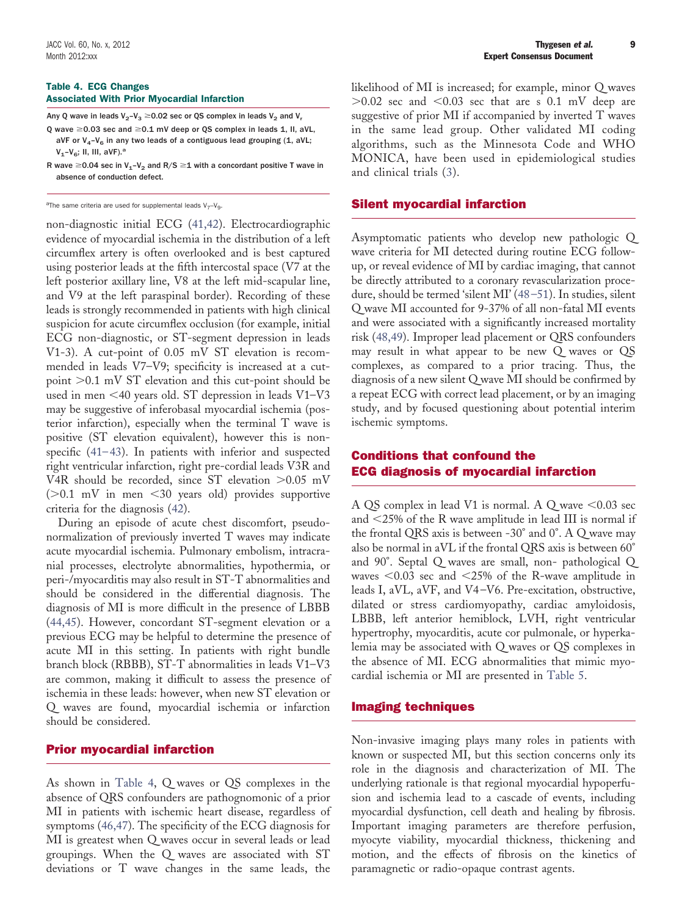**Table 4. ECG Changes Associated With Prior Myocardial Infarction**

| |
|---|
| Any Q wave in leads $V_2$–$V_3$ ≥0.02 sec or QS complex in leads $V_2$ and $V_r$ |
| Q wave ≥0.03 sec and ≥0.1 mV deep or QS complex in leads 1, II, aVL, aVF or $V_4$–$V_6$ in any two leads of a contiguous lead grouping (1, aVL; $V_1$–$V_6$; II, III, aVF).[a] |
| R wave ≥0.04 sec in $V_1$–$V_2$ and R/S ≥1 with a concordant positive T wave in absence of conduction defect. |

[a]The same criteria are used for supplemental leads $V_7$–$V_9$.

non-diagnostic initial ECG (41,42). Electrocardiographic evidence of myocardial ischemia in the distribution of a left circumflex artery is often overlooked and is best captured using posterior leads at the fifth intercostal space (V7 at the left posterior axillary line, V8 at the left mid-scapular line, and V9 at the left paraspinal border). Recording of these leads is strongly recommended in patients with high clinical suspicion for acute circumflex occlusion (for example, initial ECG non-diagnostic, or ST-segment depression in leads V1-3). A cut-point of 0.05 mV ST elevation is recommended in leads V7–V9; specificity is increased at a cut-point >0.1 mV ST elevation and this cut-point should be used in men <40 years old. ST depression in leads V1–V3 may be suggestive of inferobasal myocardial ischemia (posterior infarction), especially when the terminal T wave is positive (ST elevation equivalent), however this is non-specific (41–43). In patients with inferior and suspected right ventricular infarction, right pre-cordial leads V3R and V4R should be recorded, since ST elevation >0.05 mV (>0.1 mV in men <30 years old) provides supportive criteria for the diagnosis (42).

During an episode of acute chest discomfort, pseudo-normalization of previously inverted T waves may indicate acute myocardial ischemia. Pulmonary embolism, intracranial processes, electrolyte abnormalities, hypothermia, or peri-/myocarditis may also result in ST-T abnormalities and should be considered in the differential diagnosis. The diagnosis of MI is more difficult in the presence of LBBB (44,45). However, concordant ST-segment elevation or a previous ECG may be helpful to determine the presence of acute MI in this setting. In patients with right bundle branch block (RBBB), ST-T abnormalities in leads V1–V3 are common, making it difficult to assess the presence of ischemia in these leads: however, when new ST elevation or Q waves are found, myocardial ischemia or infarction should be considered.

## Prior myocardial infarction

As shown in Table 4, Q waves or QS complexes in the absence of QRS confounders are pathognomonic of a prior MI in patients with ischemic heart disease, regardless of symptoms (46,47). The specificity of the ECG diagnosis for MI is greatest when Q waves occur in several leads or lead groupings. When the Q waves are associated with ST deviations or T wave changes in the same leads, the likelihood of MI is increased; for example, minor Q waves >0.02 sec and <0.03 sec that are s 0.1 mV deep are suggestive of prior MI if accompanied by inverted T waves in the same lead group. Other validated MI coding algorithms, such as the Minnesota Code and WHO MONICA, have been used in epidemiological studies and clinical trials (3).

## Silent myocardial infarction

Asymptomatic patients who develop new pathologic Q wave criteria for MI detected during routine ECG follow-up, or reveal evidence of MI by cardiac imaging, that cannot be directly attributed to a coronary revascularization procedure, should be termed 'silent MI' (48–51). In studies, silent Q wave MI accounted for 9-37% of all non-fatal MI events and were associated with a significantly increased mortality risk (48,49). Improper lead placement or QRS confounders may result in what appear to be new Q waves or QS complexes, as compared to a prior tracing. Thus, the diagnosis of a new silent Q wave MI should be confirmed by a repeat ECG with correct lead placement, or by an imaging study, and by focused questioning about potential interim ischemic symptoms.

## Conditions that confound the ECG diagnosis of myocardial infarction

A QS complex in lead V1 is normal. A Q wave <0.03 sec and <25% of the R wave amplitude in lead III is normal if the frontal QRS axis is between -30° and 0°. A Q wave may also be normal in aVL if the frontal QRS axis is between 60° and 90°. Septal Q waves are small, non- pathological Q waves <0.03 sec and <25% of the R-wave amplitude in leads I, aVL, aVF, and V4–V6. Pre-excitation, obstructive, dilated or stress cardiomyopathy, cardiac amyloidosis, LBBB, left anterior hemiblock, LVH, right ventricular hypertrophy, myocarditis, acute cor pulmonale, or hyperkalemia may be associated with Q waves or QS complexes in the absence of MI. ECG abnormalities that mimic myocardial ischemia or MI are presented in Table 5.

## Imaging techniques

Non-invasive imaging plays many roles in patients with known or suspected MI, but this section concerns only its role in the diagnosis and characterization of MI. The underlying rationale is that regional myocardial hypoperfusion and ischemia lead to a cascade of events, including myocardial dysfunction, cell death and healing by fibrosis. Important imaging parameters are therefore perfusion, myocyte viability, myocardial thickness, thickening and motion, and the effects of fibrosis on the kinetics of paramagnetic or radio-opaque contrast agents.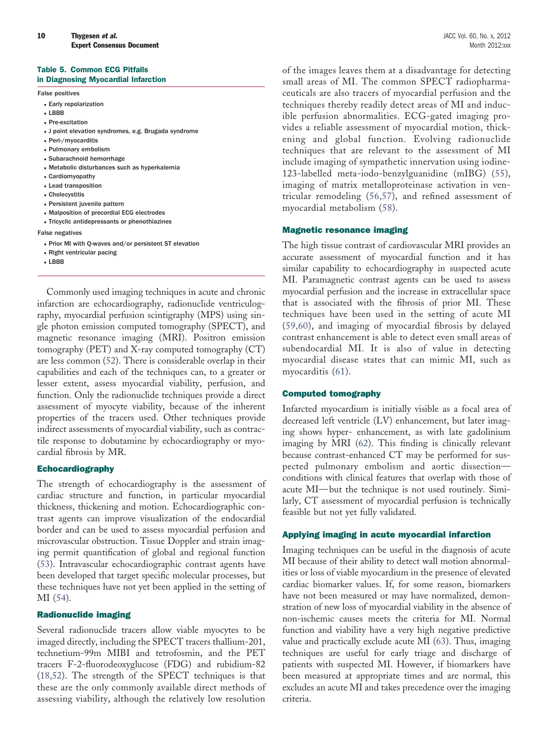**Table 5. Common ECG Pitfalls in Diagnosing Myocardial Infarction**

False positives

- Early repolarization
- LBBB
- Pre-excitation
- J point elevation syndromes, e.g. Brugada syndrome
- Peri-/myocarditis
- Pulmonary embolism
- Subarachnoid hemorrhage
- Metabolic disturbances such as hyperkalemia
- Cardiomyopathy
- Lead transposition
- Cholecystitis
- Persistent juvenile pattern
- Malposition of precordial ECG electrodes
- Tricyclic antidepressants or phenothiazines

False negatives

- Prior MI with Q-waves and/or persistent ST elevation
- Right ventricular pacing
- LBBB

Commonly used imaging techniques in acute and chronic infarction are echocardiography, radionuclide ventriculography, myocardial perfusion scintigraphy (MPS) using single photon emission computed tomography (SPECT), and magnetic resonance imaging (MRI). Positron emission tomography (PET) and X-ray computed tomography (CT) are less common (52). There is considerable overlap in their capabilities and each of the techniques can, to a greater or lesser extent, assess myocardial viability, perfusion, and function. Only the radionuclide techniques provide a direct assessment of myocyte viability, because of the inherent properties of the tracers used. Other techniques provide indirect assessments of myocardial viability, such as contractile response to dobutamine by echocardiography or myocardial fibrosis by MR.

### Echocardiography

The strength of echocardiography is the assessment of cardiac structure and function, in particular myocardial thickness, thickening and motion. Echocardiographic contrast agents can improve visualization of the endocardial border and can be used to assess myocardial perfusion and microvascular obstruction. Tissue Doppler and strain imaging permit quantification of global and regional function (53). Intravascular echocardiographic contrast agents have been developed that target specific molecular processes, but these techniques have not yet been applied in the setting of MI (54).

### Radionuclide imaging

Several radionuclide tracers allow viable myocytes to be imaged directly, including the SPECT tracers thallium-201, technetium-99m MIBI and tetrofosmin, and the PET tracers F-2-fluorodeoxyglucose (FDG) and rubidium-82 (18,52). The strength of the SPECT techniques is that these are the only commonly available direct methods of assessing viability, although the relatively low resolution of the images leaves them at a disadvantage for detecting small areas of MI. The common SPECT radiopharmaceuticals are also tracers of myocardial perfusion and the techniques thereby readily detect areas of MI and inducible perfusion abnormalities. ECG-gated imaging provides a reliable assessment of myocardial motion, thickening and global function. Evolving radionuclide techniques that are relevant to the assessment of MI include imaging of sympathetic innervation using iodine-123-labelled meta-iodo-benzylguanidine (mIBG) (55), imaging of matrix metalloproteinase activation in ventricular remodeling (56,57), and refined assessment of myocardial metabolism (58).

### Magnetic resonance imaging

The high tissue contrast of cardiovascular MRI provides an accurate assessment of myocardial function and it has similar capability to echocardiography in suspected acute MI. Paramagnetic contrast agents can be used to assess myocardial perfusion and the increase in extracellular space that is associated with the fibrosis of prior MI. These techniques have been used in the setting of acute MI (59,60), and imaging of myocardial fibrosis by delayed contrast enhancement is able to detect even small areas of subendocardial MI. It is also of value in detecting myocardial disease states that can mimic MI, such as myocarditis (61).

### Computed tomography

Infarcted myocardium is initially visible as a focal area of decreased left ventricle (LV) enhancement, but later imaging shows hyper- enhancement, as with late gadolinium imaging by MRI (62). This finding is clinically relevant because contrast-enhanced CT may be performed for suspected pulmonary embolism and aortic dissection—conditions with clinical features that overlap with those of acute MI—but the technique is not used routinely. Similarly, CT assessment of myocardial perfusion is technically feasible but not yet fully validated.

### Applying imaging in acute myocardial infarction

Imaging techniques can be useful in the diagnosis of acute MI because of their ability to detect wall motion abnormalities or loss of viable myocardium in the presence of elevated cardiac biomarker values. If, for some reason, biomarkers have not been measured or may have normalized, demonstration of new loss of myocardial viability in the absence of non-ischemic causes meets the criteria for MI. Normal function and viability have a very high negative predictive value and practically exclude acute MI (63). Thus, imaging techniques are useful for early triage and discharge of patients with suspected MI. However, if biomarkers have been measured at appropriate times and are normal, this excludes an acute MI and takes precedence over the imaging criteria.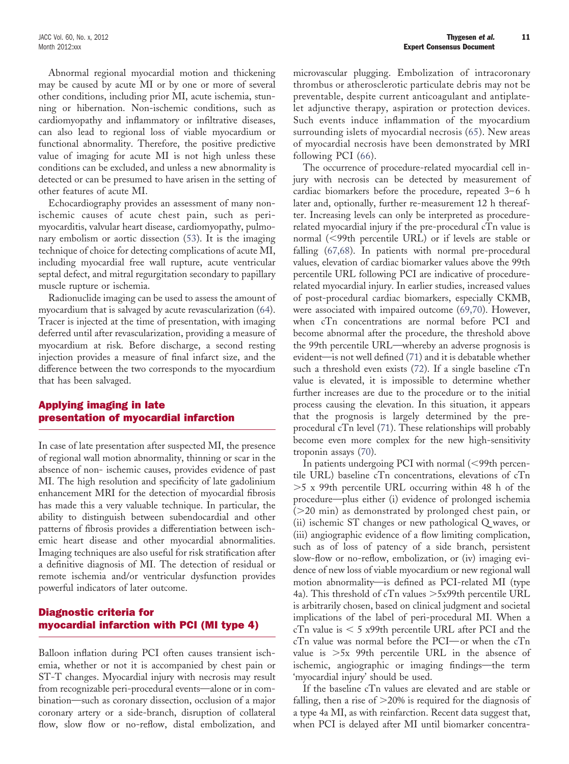Abnormal regional myocardial motion and thickening may be caused by acute MI or by one or more of several other conditions, including prior MI, acute ischemia, stunning or hibernation. Non-ischemic conditions, such as cardiomyopathy and inflammatory or infiltrative diseases, can also lead to regional loss of viable myocardium or functional abnormality. Therefore, the positive predictive value of imaging for acute MI is not high unless these conditions can be excluded, and unless a new abnormality is detected or can be presumed to have arisen in the setting of other features of acute MI.

Echocardiography provides an assessment of many non-ischemic causes of acute chest pain, such as peri-myocarditis, valvular heart disease, cardiomyopathy, pulmonary embolism or aortic dissection (53). It is the imaging technique of choice for detecting complications of acute MI, including myocardial free wall rupture, acute ventricular septal defect, and mitral regurgitation secondary to papillary muscle rupture or ischemia.

Radionuclide imaging can be used to assess the amount of myocardium that is salvaged by acute revascularization (64). Tracer is injected at the time of presentation, with imaging deferred until after revascularization, providing a measure of myocardium at risk. Before discharge, a second resting injection provides a measure of final infarct size, and the difference between the two corresponds to the myocardium that has been salvaged.

## Applying imaging in late presentation of myocardial infarction

In case of late presentation after suspected MI, the presence of regional wall motion abnormality, thinning or scar in the absence of non- ischemic causes, provides evidence of past MI. The high resolution and specificity of late gadolinium enhancement MRI for the detection of myocardial fibrosis has made this a very valuable technique. In particular, the ability to distinguish between subendocardial and other patterns of fibrosis provides a differentiation between ischemic heart disease and other myocardial abnormalities. Imaging techniques are also useful for risk stratification after a definitive diagnosis of MI. The detection of residual or remote ischemia and/or ventricular dysfunction provides powerful indicators of later outcome.

## Diagnostic criteria for myocardial infarction with PCI (MI type 4)

Balloon inflation during PCI often causes transient ischemia, whether or not it is accompanied by chest pain or ST-T changes. Myocardial injury with necrosis may result from recognizable peri-procedural events—alone or in combination—such as coronary dissection, occlusion of a major coronary artery or a side-branch, disruption of collateral flow, slow flow or no-reflow, distal embolization, and microvascular plugging. Embolization of intracoronary thrombus or atherosclerotic particulate debris may not be preventable, despite current anticoagulant and antiplatelet adjunctive therapy, aspiration or protection devices. Such events induce inflammation of the myocardium surrounding islets of myocardial necrosis (65). New areas of myocardial necrosis have been demonstrated by MRI following PCI (66).

The occurrence of procedure-related myocardial cell injury with necrosis can be detected by measurement of cardiac biomarkers before the procedure, repeated 3–6 h later and, optionally, further re-measurement 12 h thereafter. Increasing levels can only be interpreted as procedure-related myocardial injury if the pre-procedural cTn value is normal (<99th percentile URL) or if levels are stable or falling (67,68). In patients with normal pre-procedural values, elevation of cardiac biomarker values above the 99th percentile URL following PCI are indicative of procedure-related myocardial injury. In earlier studies, increased values of post-procedural cardiac biomarkers, especially CKMB, were associated with impaired outcome (69,70). However, when cTn concentrations are normal before PCI and become abnormal after the procedure, the threshold above the 99th percentile URL—whereby an adverse prognosis is evident—is not well defined (71) and it is debatable whether such a threshold even exists (72). If a single baseline cTn value is elevated, it is impossible to determine whether further increases are due to the procedure or to the initial process causing the elevation. In this situation, it appears that the prognosis is largely determined by the pre-procedural cTn level (71). These relationships will probably become even more complex for the new high-sensitivity troponin assays (70).

In patients undergoing PCI with normal (<99th percentile URL) baseline cTn concentrations, elevations of cTn >5 x 99th percentile URL occurring within 48 h of the procedure—plus either (i) evidence of prolonged ischemia (>20 min) as demonstrated by prolonged chest pain, or (ii) ischemic ST changes or new pathological Q waves, or (iii) angiographic evidence of a flow limiting complication, such as of loss of patency of a side branch, persistent slow-flow or no-reflow, embolization, or (iv) imaging evidence of new loss of viable myocardium or new regional wall motion abnormality—is defined as PCI-related MI (type 4a). This threshold of cTn values >5x99th percentile URL is arbitrarily chosen, based on clinical judgment and societal implications of the label of peri-procedural MI. When a cTn value is < 5 x99th percentile URL after PCI and the cTn value was normal before the PCI—or when the cTn value is >5x 99th percentile URL in the absence of ischemic, angiographic or imaging findings—the term 'myocardial injury' should be used.

If the baseline cTn values are elevated and are stable or falling, then a rise of >20% is required for the diagnosis of a type 4a MI, as with reinfarction. Recent data suggest that, when PCI is delayed after MI until biomarker concentra-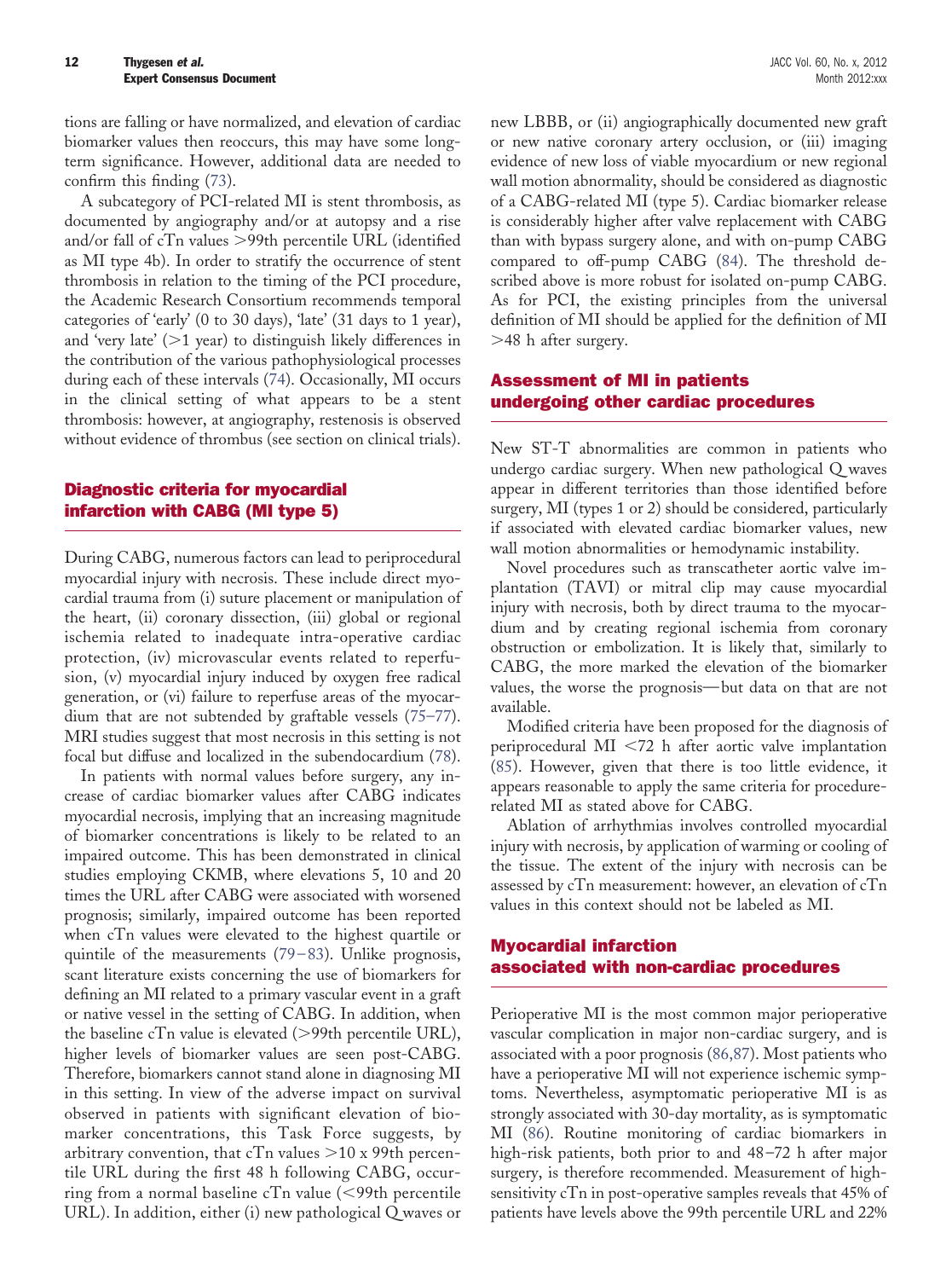tions are falling or have normalized, and elevation of cardiac biomarker values then reoccurs, this may have some long-term significance. However, additional data are needed to confirm this finding (73).

A subcategory of PCI-related MI is stent thrombosis, as documented by angiography and/or at autopsy and a rise and/or fall of cTn values >99th percentile URL (identified as MI type 4b). In order to stratify the occurrence of stent thrombosis in relation to the timing of the PCI procedure, the Academic Research Consortium recommends temporal categories of 'early' (0 to 30 days), 'late' (31 days to 1 year), and 'very late' (>1 year) to distinguish likely differences in the contribution of the various pathophysiological processes during each of these intervals (74). Occasionally, MI occurs in the clinical setting of what appears to be a stent thrombosis: however, at angiography, restenosis is observed without evidence of thrombus (see section on clinical trials).

## Diagnostic criteria for myocardial infarction with CABG (MI type 5)

During CABG, numerous factors can lead to periprocedural myocardial injury with necrosis. These include direct myocardial trauma from (i) suture placement or manipulation of the heart, (ii) coronary dissection, (iii) global or regional ischemia related to inadequate intra-operative cardiac protection, (iv) microvascular events related to reperfusion, (v) myocardial injury induced by oxygen free radical generation, or (vi) failure to reperfuse areas of the myocardium that are not subtended by graftable vessels (75–77). MRI studies suggest that most necrosis in this setting is not focal but diffuse and localized in the subendocardium (78).

In patients with normal values before surgery, any increase of cardiac biomarker values after CABG indicates myocardial necrosis, implying that an increasing magnitude of biomarker concentrations is likely to be related to an impaired outcome. This has been demonstrated in clinical studies employing CKMB, where elevations 5, 10 and 20 times the URL after CABG were associated with worsened prognosis; similarly, impaired outcome has been reported when cTn values were elevated to the highest quartile or quintile of the measurements (79–83). Unlike prognosis, scant literature exists concerning the use of biomarkers for defining an MI related to a primary vascular event in a graft or native vessel in the setting of CABG. In addition, when the baseline cTn value is elevated (>99th percentile URL), higher levels of biomarker values are seen post-CABG. Therefore, biomarkers cannot stand alone in diagnosing MI in this setting. In view of the adverse impact on survival observed in patients with significant elevation of biomarker concentrations, this Task Force suggests, by arbitrary convention, that cTn values >10 x 99th percentile URL during the first 48 h following CABG, occurring from a normal baseline cTn value (<99th percentile URL). In addition, either (i) new pathological Q waves or new LBBB, or (ii) angiographically documented new graft or new native coronary artery occlusion, or (iii) imaging evidence of new loss of viable myocardium or new regional wall motion abnormality, should be considered as diagnostic of a CABG-related MI (type 5). Cardiac biomarker release is considerably higher after valve replacement with CABG than with bypass surgery alone, and with on-pump CABG compared to off-pump CABG (84). The threshold described above is more robust for isolated on-pump CABG. As for PCI, the existing principles from the universal definition of MI should be applied for the definition of MI >48 h after surgery.

## Assessment of MI in patients undergoing other cardiac procedures

New ST-T abnormalities are common in patients who undergo cardiac surgery. When new pathological Q waves appear in different territories than those identified before surgery, MI (types 1 or 2) should be considered, particularly if associated with elevated cardiac biomarker values, new wall motion abnormalities or hemodynamic instability.

Novel procedures such as transcatheter aortic valve implantation (TAVI) or mitral clip may cause myocardial injury with necrosis, both by direct trauma to the myocardium and by creating regional ischemia from coronary obstruction or embolization. It is likely that, similarly to CABG, the more marked the elevation of the biomarker values, the worse the prognosis—but data on that are not available.

Modified criteria have been proposed for the diagnosis of periprocedural MI <72 h after aortic valve implantation (85). However, given that there is too little evidence, it appears reasonable to apply the same criteria for procedure-related MI as stated above for CABG.

Ablation of arrhythmias involves controlled myocardial injury with necrosis, by application of warming or cooling of the tissue. The extent of the injury with necrosis can be assessed by cTn measurement: however, an elevation of cTn values in this context should not be labeled as MI.

## Myocardial infarction associated with non-cardiac procedures

Perioperative MI is the most common major perioperative vascular complication in major non-cardiac surgery, and is associated with a poor prognosis (86,87). Most patients who have a perioperative MI will not experience ischemic symptoms. Nevertheless, asymptomatic perioperative MI is as strongly associated with 30-day mortality, as is symptomatic MI (86). Routine monitoring of cardiac biomarkers in high-risk patients, both prior to and 48–72 h after major surgery, is therefore recommended. Measurement of high-sensitivity cTn in post-operative samples reveals that 45% of patients have levels above the 99th percentile URL and 22%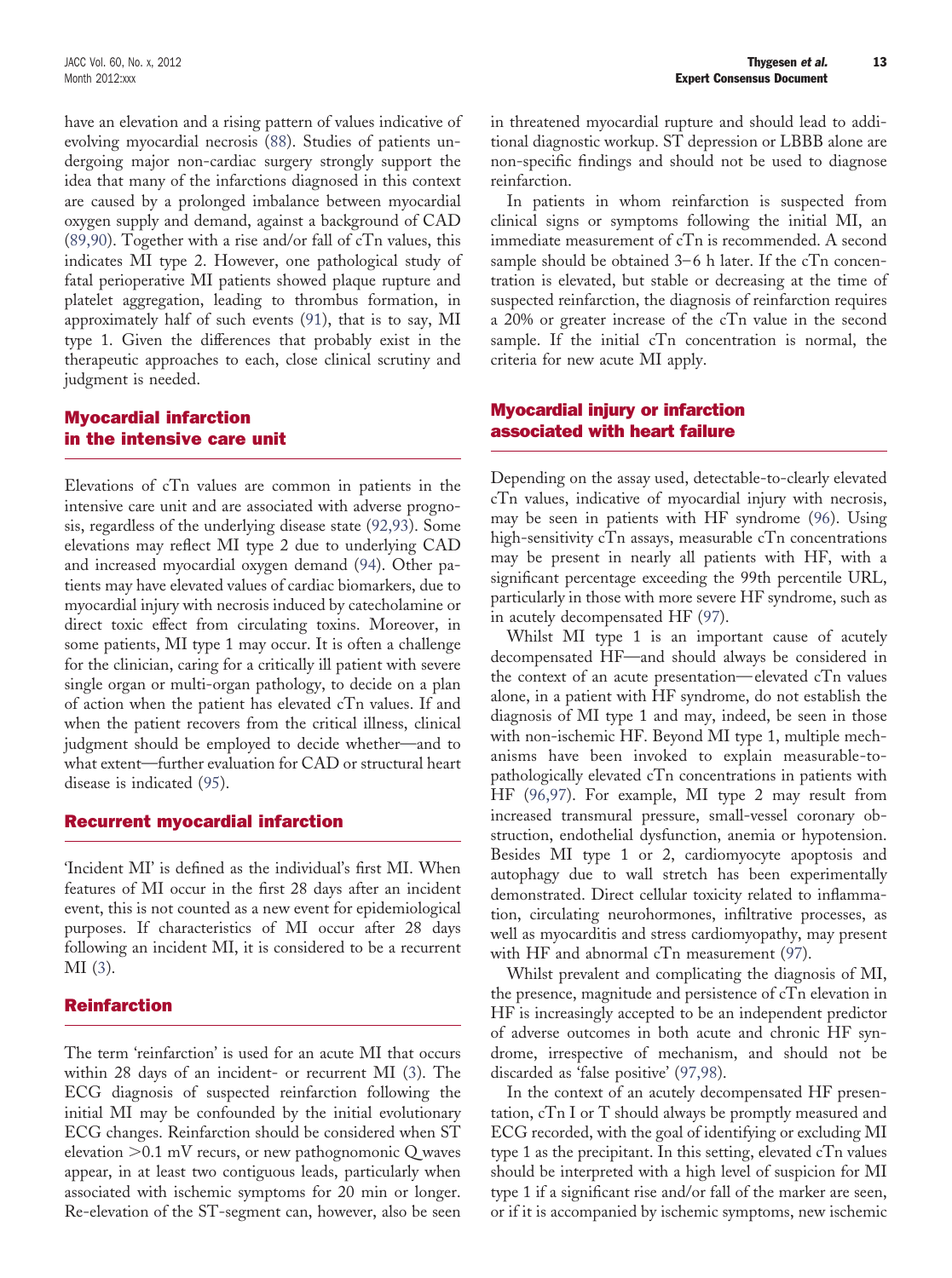have an elevation and a rising pattern of values indicative of evolving myocardial necrosis (88). Studies of patients undergoing major non-cardiac surgery strongly support the idea that many of the infarctions diagnosed in this context are caused by a prolonged imbalance between myocardial oxygen supply and demand, against a background of CAD (89,90). Together with a rise and/or fall of cTn values, this indicates MI type 2. However, one pathological study of fatal perioperative MI patients showed plaque rupture and platelet aggregation, leading to thrombus formation, in approximately half of such events (91), that is to say, MI type 1. Given the differences that probably exist in the therapeutic approaches to each, close clinical scrutiny and judgment is needed.

## Myocardial infarction in the intensive care unit

Elevations of cTn values are common in patients in the intensive care unit and are associated with adverse prognosis, regardless of the underlying disease state (92,93). Some elevations may reflect MI type 2 due to underlying CAD and increased myocardial oxygen demand (94). Other patients may have elevated values of cardiac biomarkers, due to myocardial injury with necrosis induced by catecholamine or direct toxic effect from circulating toxins. Moreover, in some patients, MI type 1 may occur. It is often a challenge for the clinician, caring for a critically ill patient with severe single organ or multi-organ pathology, to decide on a plan of action when the patient has elevated cTn values. If and when the patient recovers from the critical illness, clinical judgment should be employed to decide whether—and to what extent—further evaluation for CAD or structural heart disease is indicated (95).

## Recurrent myocardial infarction

'Incident MI' is defined as the individual's first MI. When features of MI occur in the first 28 days after an incident event, this is not counted as a new event for epidemiological purposes. If characteristics of MI occur after 28 days following an incident MI, it is considered to be a recurrent MI (3).

## Reinfarction

The term 'reinfarction' is used for an acute MI that occurs within 28 days of an incident- or recurrent MI (3). The ECG diagnosis of suspected reinfarction following the initial MI may be confounded by the initial evolutionary ECG changes. Reinfarction should be considered when ST elevation >0.1 mV recurs, or new pathognomonic Q waves appear, in at least two contiguous leads, particularly when associated with ischemic symptoms for 20 min or longer. Re-elevation of the ST-segment can, however, also be seen in threatened myocardial rupture and should lead to additional diagnostic workup. ST depression or LBBB alone are non-specific findings and should not be used to diagnose reinfarction.

In patients in whom reinfarction is suspected from clinical signs or symptoms following the initial MI, an immediate measurement of cTn is recommended. A second sample should be obtained 3–6 h later. If the cTn concentration is elevated, but stable or decreasing at the time of suspected reinfarction, the diagnosis of reinfarction requires a 20% or greater increase of the cTn value in the second sample. If the initial cTn concentration is normal, the criteria for new acute MI apply.

## Myocardial injury or infarction associated with heart failure

Depending on the assay used, detectable-to-clearly elevated cTn values, indicative of myocardial injury with necrosis, may be seen in patients with HF syndrome (96). Using high-sensitivity cTn assays, measurable cTn concentrations may be present in nearly all patients with HF, with a significant percentage exceeding the 99th percentile URL, particularly in those with more severe HF syndrome, such as in acutely decompensated HF (97).

Whilst MI type 1 is an important cause of acutely decompensated HF—and should always be considered in the context of an acute presentation—elevated cTn values alone, in a patient with HF syndrome, do not establish the diagnosis of MI type 1 and may, indeed, be seen in those with non-ischemic HF. Beyond MI type 1, multiple mechanisms have been invoked to explain measurable-to-pathologically elevated cTn concentrations in patients with HF (96,97). For example, MI type 2 may result from increased transmural pressure, small-vessel coronary obstruction, endothelial dysfunction, anemia or hypotension. Besides MI type 1 or 2, cardiomyocyte apoptosis and autophagy due to wall stretch has been experimentally demonstrated. Direct cellular toxicity related to inflammation, circulating neurohormones, infiltrative processes, as well as myocarditis and stress cardiomyopathy, may present with HF and abnormal cTn measurement (97).

Whilst prevalent and complicating the diagnosis of MI, the presence, magnitude and persistence of cTn elevation in HF is increasingly accepted to be an independent predictor of adverse outcomes in both acute and chronic HF syndrome, irrespective of mechanism, and should not be discarded as 'false positive' (97,98).

In the context of an acutely decompensated HF presentation, cTn I or T should always be promptly measured and ECG recorded, with the goal of identifying or excluding MI type 1 as the precipitant. In this setting, elevated cTn values should be interpreted with a high level of suspicion for MI type 1 if a significant rise and/or fall of the marker are seen, or if it is accompanied by ischemic symptoms, new ischemic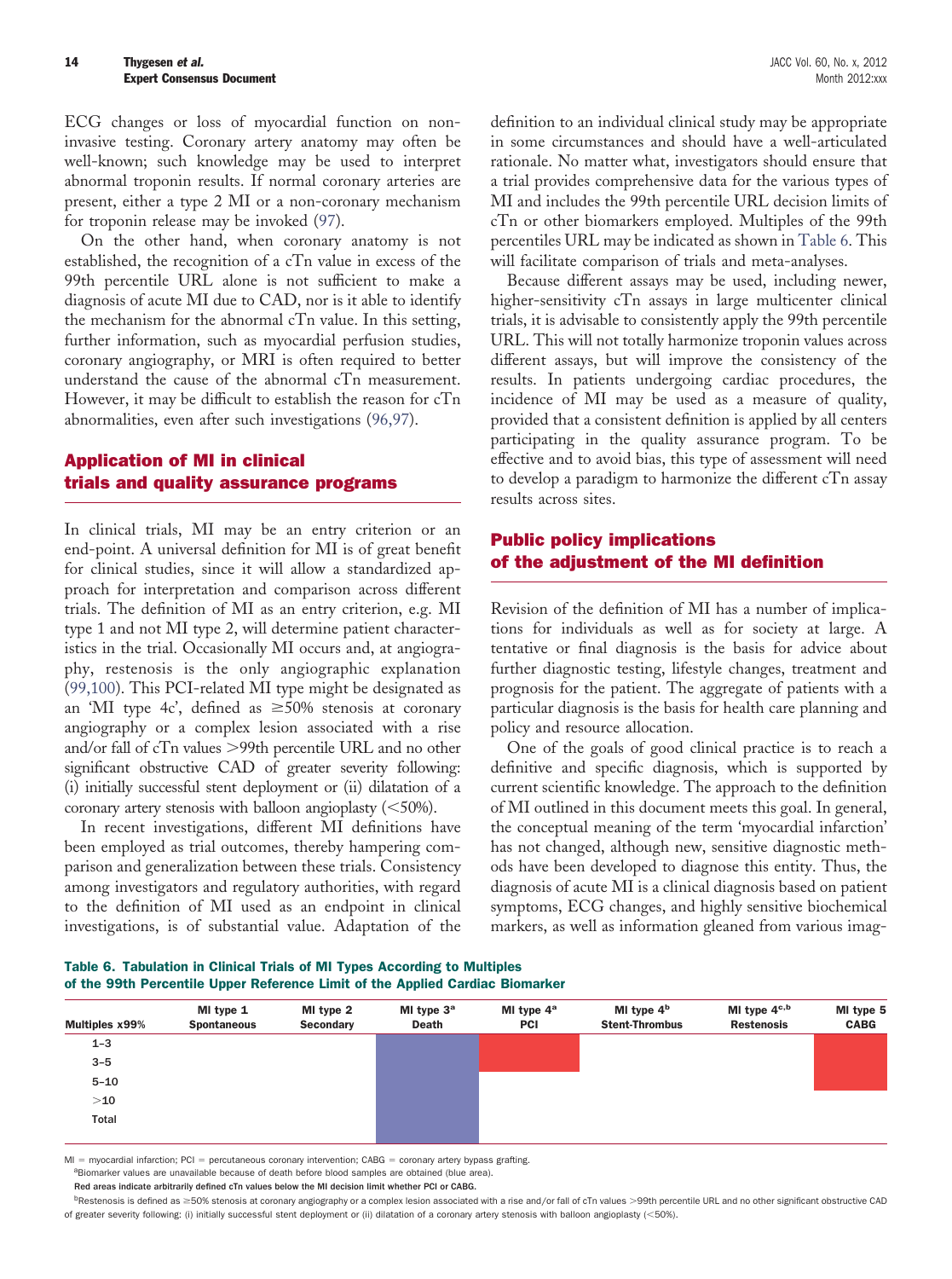ECG changes or loss of myocardial function on noninvasive testing. Coronary artery anatomy may often be well-known; such knowledge may be used to interpret abnormal troponin results. If normal coronary arteries are present, either a type 2 MI or a non-coronary mechanism for troponin release may be invoked (97).

On the other hand, when coronary anatomy is not established, the recognition of a cTn value in excess of the 99th percentile URL alone is not sufficient to make a diagnosis of acute MI due to CAD, nor is it able to identify the mechanism for the abnormal cTn value. In this setting, further information, such as myocardial perfusion studies, coronary angiography, or MRI is often required to better understand the cause of the abnormal cTn measurement. However, it may be difficult to establish the reason for cTn abnormalities, even after such investigations (96,97).

## Application of MI in clinical trials and quality assurance programs

In clinical trials, MI may be an entry criterion or an end-point. A universal definition for MI is of great benefit for clinical studies, since it will allow a standardized approach for interpretation and comparison across different trials. The definition of MI as an entry criterion, e.g. MI type 1 and not MI type 2, will determine patient characteristics in the trial. Occasionally MI occurs and, at angiography, restenosis is the only angiographic explanation (99,100). This PCI-related MI type might be designated as an 'MI type 4c', defined as ≥50% stenosis at coronary angiography or a complex lesion associated with a rise and/or fall of cTn values >99th percentile URL and no other significant obstructive CAD of greater severity following: (i) initially successful stent deployment or (ii) dilatation of a coronary artery stenosis with balloon angioplasty (<50%).

In recent investigations, different MI definitions have been employed as trial outcomes, thereby hampering comparison and generalization between these trials. Consistency among investigators and regulatory authorities, with regard to the definition of MI used as an endpoint in clinical investigations, is of substantial value. Adaptation of the definition to an individual clinical study may be appropriate in some circumstances and should have a well-articulated rationale. No matter what, investigators should ensure that a trial provides comprehensive data for the various types of MI and includes the 99th percentile URL decision limits of cTn or other biomarkers employed. Multiples of the 99th percentiles URL may be indicated as shown in Table 6. This will facilitate comparison of trials and meta-analyses.

Because different assays may be used, including newer, higher-sensitivity cTn assays in large multicenter clinical trials, it is advisable to consistently apply the 99th percentile URL. This will not totally harmonize troponin values across different assays, but will improve the consistency of the results. In patients undergoing cardiac procedures, the incidence of MI may be used as a measure of quality, provided that a consistent definition is applied by all centers participating in the quality assurance program. To be effective and to avoid bias, this type of assessment will need to develop a paradigm to harmonize the different cTn assay results across sites.

## Public policy implications of the adjustment of the MI definition

Revision of the definition of MI has a number of implications for individuals as well as for society at large. A tentative or final diagnosis is the basis for advice about further diagnostic testing, lifestyle changes, treatment and prognosis for the patient. The aggregate of patients with a particular diagnosis is the basis for health care planning and policy and resource allocation.

One of the goals of good clinical practice is to reach a definitive and specific diagnosis, which is supported by current scientific knowledge. The approach to the definition of MI outlined in this document meets this goal. In general, the conceptual meaning of the term 'myocardial infarction' has not changed, although new, sensitive diagnostic methods have been developed to diagnose this entity. Thus, the diagnosis of acute MI is a clinical diagnosis based on patient symptoms, ECG changes, and highly sensitive biochemical markers, as well as information gleaned from various imag-

**Table 6. Tabulation in Clinical Trials of MI Types According to Multiples of the 99th Percentile Upper Reference Limit of the Applied Cardiac Biomarker**

| Multiples x99% | MI type 1 Spontaneous | MI type 2 Secondary | MI type 3[a] Death | MI type 4[a] PCI | MI type 4[b] Stent-Thrombus | MI type 4[c,b] Restenosis | MI type 5 CABG |
|---|---|---|---|---|---|---|---|
| 1–3 | | | | | | | |
| 3–5 | | | | | | | |
| 5–10 | | | | | | | |
| >10 | | | | | | | |
| Total | | | | | | | |

MI = myocardial infarction; PCI = percutaneous coronary intervention; CABG = coronary artery bypass grafting.

[a]Biomarker values are unavailable because of death before blood samples are obtained (blue area).

**Red areas indicate arbitrarily defined cTn values below the MI decision limit whether PCI or CABG.**

[b]Restenosis is defined as ≥50% stenosis at coronary angiography or a complex lesion associated with a rise and/or fall of cTn values >99th percentile URL and no other significant obstructive CAD of greater severity following: (i) initially successful stent deployment or (ii) dilatation of a coronary artery stenosis with balloon angioplasty (<50%).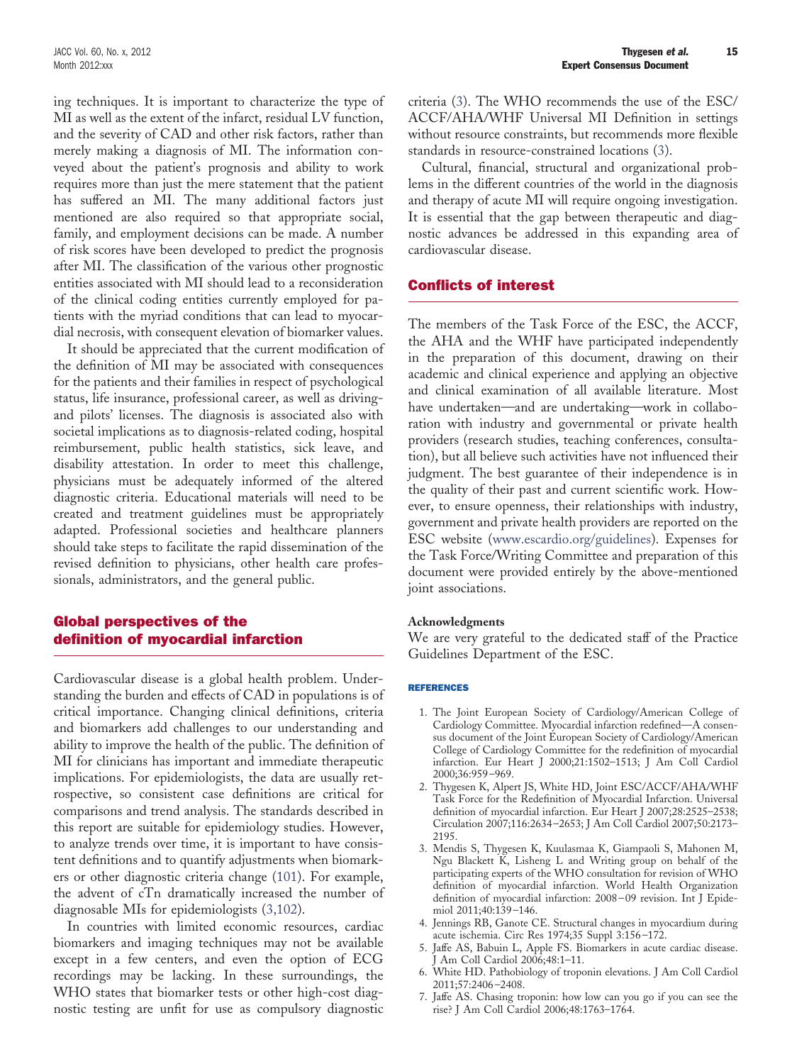ing techniques. It is important to characterize the type of MI as well as the extent of the infarct, residual LV function, and the severity of CAD and other risk factors, rather than merely making a diagnosis of MI. The information conveyed about the patient's prognosis and ability to work requires more than just the mere statement that the patient has suffered an MI. The many additional factors just mentioned are also required so that appropriate social, family, and employment decisions can be made. A number of risk scores have been developed to predict the prognosis after MI. The classification of the various other prognostic entities associated with MI should lead to a reconsideration of the clinical coding entities currently employed for patients with the myriad conditions that can lead to myocardial necrosis, with consequent elevation of biomarker values.

It should be appreciated that the current modification of the definition of MI may be associated with consequences for the patients and their families in respect of psychological status, life insurance, professional career, as well as driving- and pilots' licenses. The diagnosis is associated also with societal implications as to diagnosis-related coding, hospital reimbursement, public health statistics, sick leave, and disability attestation. In order to meet this challenge, physicians must be adequately informed of the altered diagnostic criteria. Educational materials will need to be created and treatment guidelines must be appropriately adapted. Professional societies and healthcare planners should take steps to facilitate the rapid dissemination of the revised definition to physicians, other health care professionals, administrators, and the general public.

## Global perspectives of the definition of myocardial infarction

Cardiovascular disease is a global health problem. Understanding the burden and effects of CAD in populations is of critical importance. Changing clinical definitions, criteria and biomarkers add challenges to our understanding and ability to improve the health of the public. The definition of MI for clinicians has important and immediate therapeutic implications. For epidemiologists, the data are usually retrospective, so consistent case definitions are critical for comparisons and trend analysis. The standards described in this report are suitable for epidemiology studies. However, to analyze trends over time, it is important to have consistent definitions and to quantify adjustments when biomarkers or other diagnostic criteria change (101). For example, the advent of cTn dramatically increased the number of diagnosable MIs for epidemiologists (3,102).

In countries with limited economic resources, cardiac biomarkers and imaging techniques may not be available except in a few centers, and even the option of ECG recordings may be lacking. In these surroundings, the WHO states that biomarker tests or other high-cost diagnostic testing are unfit for use as compulsory diagnostic criteria (3). The WHO recommends the use of the ESC/ACCF/AHA/WHF Universal MI Definition in settings without resource constraints, but recommends more flexible standards in resource-constrained locations (3).

Cultural, financial, structural and organizational problems in the different countries of the world in the diagnosis and therapy of acute MI will require ongoing investigation. It is essential that the gap between therapeutic and diagnostic advances be addressed in this expanding area of cardiovascular disease.

## Conflicts of interest

The members of the Task Force of the ESC, the ACCF, the AHA and the WHF have participated independently in the preparation of this document, drawing on their academic and clinical experience and applying an objective and clinical examination of all available literature. Most have undertaken—and are undertaking—work in collaboration with industry and governmental or private health providers (research studies, teaching conferences, consultation), but all believe such activities have not influenced their judgment. The best guarantee of their independence is in the quality of their past and current scientific work. However, to ensure openness, their relationships with industry, government and private health providers are reported on the ESC website (www.escardio.org/guidelines). Expenses for the Task Force/Writing Committee and preparation of this document were provided entirely by the above-mentioned joint associations.

**Acknowledgments**

We are very grateful to the dedicated staff of the Practice Guidelines Department of the ESC.

### REFERENCES

1. The Joint European Society of Cardiology/American College of Cardiology Committee. Myocardial infarction redefined—A consensus document of the Joint European Society of Cardiology/American College of Cardiology Committee for the redefinition of myocardial infarction. Eur Heart J 2000;21:1502–1513; J Am Coll Cardiol 2000;36:959–969.
2. Thygesen K, Alpert JS, White HD, Joint ESC/ACCF/AHA/WHF Task Force for the Redefinition of Myocardial Infarction. Universal definition of myocardial infarction. Eur Heart J 2007;28:2525–2538; Circulation 2007;116:2634–2653; J Am Coll Cardiol 2007;50:2173–2195.
3. Mendis S, Thygesen K, Kuulasmaa K, Giampaoli S, Mahonen M, Ngu Blackett K, Lisheng L and Writing group on behalf of the participating experts of the WHO consultation for revision of WHO definition of myocardial infarction. World Health Organization definition of myocardial infarction: 2008–09 revision. Int J Epidemiol 2011;40:139–146.
4. Jennings RB, Ganote CE. Structural changes in myocardium during acute ischemia. Circ Res 1974;35 Suppl 3:156–172.
5. Jaffe AS, Babuin L, Apple FS. Biomarkers in acute cardiac disease. J Am Coll Cardiol 2006;48:1–11.
6. White HD. Pathobiology of troponin elevations. J Am Coll Cardiol 2011;57:2406–2408.
7. Jaffe AS. Chasing troponin: how low can you go if you can see the rise? J Am Coll Cardiol 2006;48:1763–1764.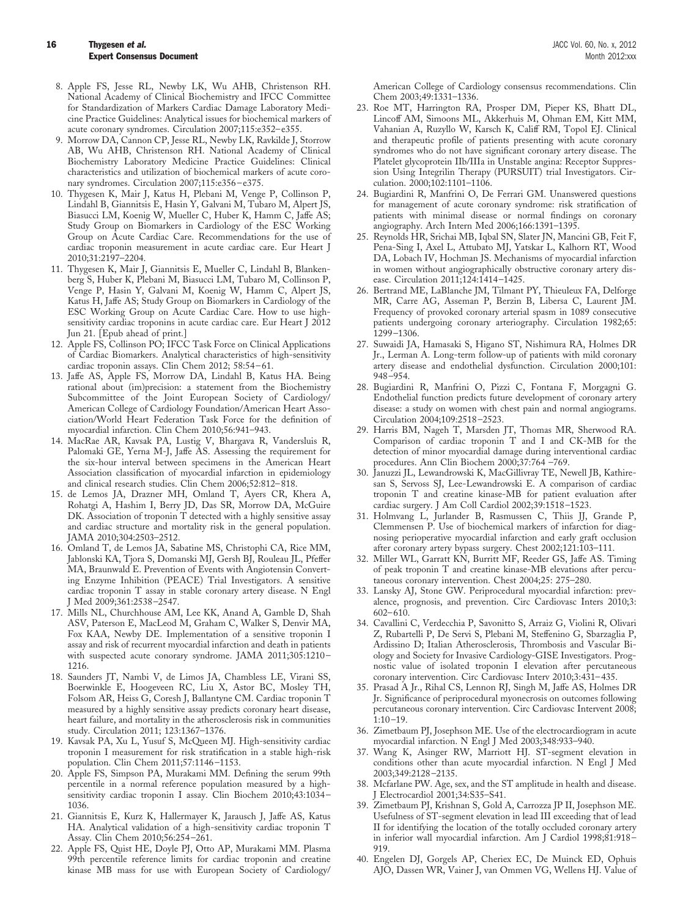8. Apple FS, Jesse RL, Newby LK, Wu AHB, Christenson RH. National Academy of Clinical Biochemistry and IFCC Committee for Standardization of Markers Cardiac Damage Laboratory Medicine Practice Guidelines: Analytical issues for biochemical markers of acute coronary syndromes. Circulation 2007;115:e352–e355.
9. Morrow DA, Cannon CP, Jesse RL, Newby LK, Ravkilde J, Storrow AB, Wu AHB, Christenson RH. National Academy of Clinical Biochemistry Laboratory Medicine Practice Guidelines: Clinical characteristics and utilization of biochemical markers of acute coronary syndromes. Circulation 2007;115:e356–e375.
10. Thygesen K, Mair J, Katus H, Plebani M, Venge P, Collinson P, Lindahl B, Giannitsis E, Hasin Y, Galvani M, Tubaro M, Alpert JS, Biasucci LM, Koenig W, Mueller C, Huber K, Hamm C, Jaffe AS; Study Group on Biomarkers in Cardiology of the ESC Working Group on Acute Cardiac Care. Recommendations for the use of cardiac troponin measurement in acute cardiac care. Eur Heart J 2010;31:2197–2204.
11. Thygesen K, Mair J, Giannitsis E, Mueller C, Lindahl B, Blankenberg S, Huber K, Plebani M, Biasucci LM, Tubaro M, Collinson P, Venge P, Hasin Y, Galvani M, Koenig W, Hamm C, Alpert JS, Katus H, Jaffe AS; Study Group on Biomarkers in Cardiology of the ESC Working Group on Acute Cardiac Care. How to use high-sensitivity cardiac troponins in acute cardiac care. Eur Heart J 2012 Jun 21. [Epub ahead of print.]
12. Apple FS, Collinson PO; IFCC Task Force on Clinical Applications of Cardiac Biomarkers. Analytical characteristics of high-sensitivity cardiac troponin assays. Clin Chem 2012; 58:54–61.
13. Jaffe AS, Apple FS, Morrow DA, Lindahl B, Katus HA. Being rational about (im)precision: a statement from the Biochemistry Subcommittee of the Joint European Society of Cardiology/American College of Cardiology Foundation/American Heart Association/World Heart Federation Task Force for the definition of myocardial infarction. Clin Chem 2010;56:941–943.
14. MacRae AR, Kavsak PA, Lustig V, Bhargava R, Vandersluis R, Palomaki GE, Yerna M-J, Jaffe AS. Assessing the requirement for the six-hour interval between specimens in the American Heart Association classification of myocardial infarction in epidemiology and clinical research studies. Clin Chem 2006;52:812–818.
15. de Lemos JA, Drazner MH, Omland T, Ayers CR, Khera A, Rohatgi A, Hashim I, Berry JD, Das SR, Morrow DA, McGuire DK. Association of troponin T detected with a highly sensitive assay and cardiac structure and mortality risk in the general population. JAMA 2010;304:2503–2512.
16. Omland T, de Lemos JA, Sabatine MS, Christophi CA, Rice MM, Jablonski KA, Tjora S, Domanski MJ, Gersh BJ, Rouleau JL, Pfeffer MA, Braunwald E. Prevention of Events with Angiotensin Converting Enzyme Inhibition (PEACE) Trial Investigators. A sensitive cardiac troponin T assay in stable coronary artery disease. N Engl J Med 2009;361:2538–2547.
17. Mills NL, Churchhouse AM, Lee KK, Anand A, Gamble D, Shah ASV, Paterson E, MacLeod M, Graham C, Walker S, Denvir MA, Fox KAA, Newby DE. Implementation of a sensitive troponin I assay and risk of recurrent myocardial infarction and death in patients with suspected acute conorary syndrome. JAMA 2011;305:1210–1216.
18. Saunders JT, Nambi V, de Limos JA, Chambless LE, Virani SS, Boerwinkle E, Hoogeveen RC, Liu X, Astor BC, Mosley TH, Folsom AR, Heiss G, Coresh J, Ballantyne CM. Cardiac troponin T measured by a highly sensitive assay predicts coronary heart disease, heart failure, and mortality in the atherosclerosis risk in communities study. Circulation 2011; 123:1367–1376.
19. Kavsak PA, Xu L, Yusuf S, McQueen MJ. High-sensitivity cardiac troponin I measurement for risk stratification in a stable high-risk population. Clin Chem 2011;57:1146–1153.
20. Apple FS, Simpson PA, Murakami MM. Defining the serum 99th percentile in a normal reference population measured by a high-sensitivity cardiac troponin I assay. Clin Biochem 2010;43:1034–1036.
21. Giannitsis E, Kurz K, Hallermayer K, Jarausch J, Jaffe AS, Katus HA. Analytical validation of a high-sensitivity cardiac troponin T Assay. Clin Chem 2010;56:254–261.
22. Apple FS, Quist HE, Doyle PJ, Otto AP, Murakami MM. Plasma 99th percentile reference limits for cardiac troponin and creatine kinase MB mass for use with European Society of Cardiology/American College of Cardiology consensus recommendations. Clin Chem 2003;49:1331–1336.
23. Roe MT, Harrington RA, Prosper DM, Pieper KS, Bhatt DL, Lincoff AM, Simoons ML, Akkerhuis M, Ohman EM, Kitt MM, Vahanian A, Ruzyllo W, Karsch K, Califf RM, Topol EJ. Clinical and therapeutic profile of patients presenting with acute coronary syndromes who do not have significant coronary artery disease. The Platelet glycoprotein IIb/IIIa in Unstable angina: Receptor Suppression Using Integrilin Therapy (PURSUIT) trial Investigators. Circulation. 2000;102:1101–1106.
24. Bugiardini R, Manfrini O, De Ferrari GM. Unanswered questions for management of acute coronary syndrome: risk stratification of patients with minimal disease or normal findings on coronary angiography. Arch Intern Med 2006;166:1391–1395.
25. Reynolds HR, Srichai MB, Iqbal SN, Slater JN, Mancini GB, Feit F, Pena-Sing I, Axel L, Attubato MJ, Yatskar L, Kalhorn RT, Wood DA, Lobach IV, Hochman JS. Mechanisms of myocardial infarction in women without angiographically obstructive coronary artery disease. Circulation 2011;124:1414–1425.
26. Bertrand ME, LaBlanche JM, Tilmant PY, Thieuleux FA, Delforge MR, Carre AG, Asseman P, Berzin B, Libersa C, Laurent JM. Frequency of provoked coronary arterial spasm in 1089 consecutive patients undergoing coronary arteriography. Circulation 1982;65: 1299–1306.
27. Suwaidi JA, Hamasaki S, Higano ST, Nishimura RA, Holmes DR Jr., Lerman A. Long-term follow-up of patients with mild coronary artery disease and endothelial dysfunction. Circulation 2000;101: 948–954.
28. Bugiardini R, Manfrini O, Pizzi C, Fontana F, Morgagni G. Endothelial function predicts future development of coronary artery disease: a study on women with chest pain and normal angiograms. Circulation 2004;109:2518–2523.
29. Harris BM, Nageh T, Marsden JT, Thomas MR, Sherwood RA. Comparison of cardiac troponin T and I and CK-MB for the detection of minor myocardial damage during interventional cardiac procedures. Ann Clin Biochem 2000;37:764 –769.
30. Januzzi JL, Lewandrowski K, MacGillivray TE, Newell JB, Kathiresan S, Servoss SJ, Lee-Lewandrowski E. A comparison of cardiac troponin T and creatine kinase-MB for patient evaluation after cardiac surgery. J Am Coll Cardiol 2002;39:1518–1523.
31. Holmvang L, Jurlander B, Rasmussen C, Thiis JJ, Grande P, Clemmensen P. Use of biochemical markers of infarction for diagnosing perioperative myocardial infarction and early graft occlusion after coronary artery bypass surgery. Chest 2002;121:103–111.
32. Miller WL, Garratt KN, Burritt MF, Reeder GS, Jaffe AS. Timing of peak troponin T and creatine kinase-MB elevations after percutaneous coronary intervention. Chest 2004;25: 275–280.
33. Lansky AJ, Stone GW. Periprocedural myocardial infarction: prevalence, prognosis, and prevention. Circ Cardiovasc Inters 2010;3: 602–610.
34. Cavallini C, Verdecchia P, Savonitto S, Arraiz G, Violini R, Olivari Z, Rubartelli P, De Servi S, Plebani M, Steffenino G, Sbarzaglia P, Ardissino D; Italian Atherosclerosis, Thrombosis and Vascular Biology and Society for Invasive Cardiology-GISE Investigators. Prognostic value of isolated troponin I elevation after percutaneous coronary intervention. Circ Cardiovasc Interv 2010;3:431–435.
35. Prasad A Jr., Rihal CS, Lennon RJ, Singh M, Jaffe AS, Holmes DR Jr. Significance of periprocedural myonecrosis on outcomes following percutaneous coronary intervention. Circ Cardiovasc Intervent 2008; 1:10–19.
36. Zimetbaum PJ, Josephson ME. Use of the electrocardiogram in acute myocardial infarction. N Engl J Med 2003;348:933–940.
37. Wang K, Asinger RW, Marriott HJ. ST-segment elevation in conditions other than acute myocardial infarction. N Engl J Med 2003;349:2128–2135.
38. Mcfarlane PW. Age, sex, and the ST amplitude in health and disease. J Electrocardiol 2001;34:S35–S41.
39. Zimetbaum PJ, Krishnan S, Gold A, Carrozza JP II, Josephson ME. Usefulness of ST-segment elevation in lead III exceeding that of lead II for identifying the location of the totally occluded coronary artery in inferior wall myocardial infarction. Am J Cardiol 1998;81:918–919.
40. Engelen DJ, Gorgels AP, Cheriex EC, De Muinck ED, Ophuis AJO, Dassen WR, Vainer J, van Ommen VG, Wellens HJ. Value of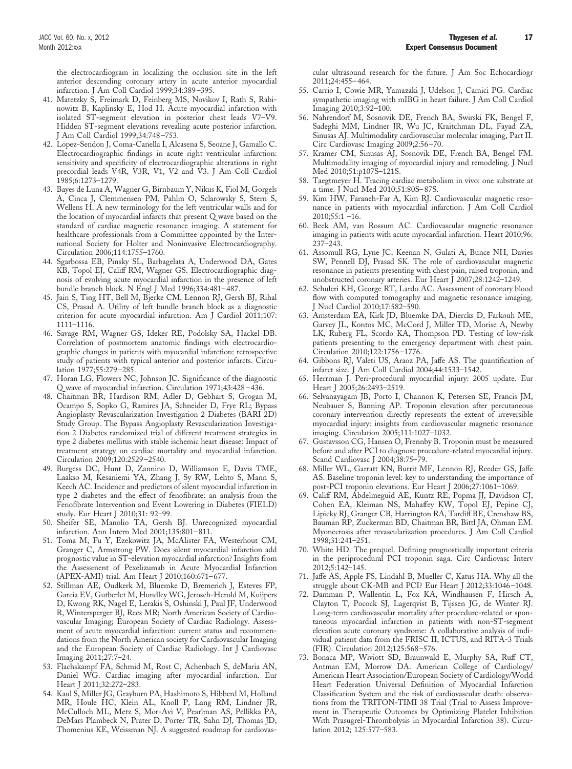the electrocardiogram in localizing the occlusion site in the left anterior descending coronary artery in acute anterior myocardial infarction. J Am Coll Cardiol 1999;34:389–395.

41. Matetzky S, Freimark D, Feinberg MS, Novikov I, Rath S, Rabinowitz B, Kaplinsky E, Hod H. Acute myocardial infarction with isolated ST-segment elevation in posterior chest leads V7–V9. Hidden ST-segment elevations revealing acute posterior infarction. J Am Coll Cardiol 1999;34:748–753.
42. Lopez-Sendon J, Coma-Canella I, Alcasena S, Seoane J, Gamallo C. Electrocardiographic findings in acute right ventricular infarction: sensitivity and specificity of electrocardiographic alterations in right precordial leads V4R, V3R, V1, V2 and V3. J Am Coll Cardiol 1985;6:1273–1279.
43. Bayes de Luna A, Wagner G, Birnbaum Y, Nikus K, Fiol M, Gorgels A, Cinca J, Clemmensen PM, Pahlm O, Sclarowsky S, Stern S, Wellens H. A new terminology for the left ventricular walls and for the location of myocardial infarcts that present Q wave based on the standard of cardiac magnetic resonance imaging. A statement for healthcare professionals from a Committee appointed by the International Society for Holter and Noninvasive Electrocardiography. Circulation 2006;114:1755–1760.
44. Sgarbossa EB, Pinsky SL, Barbagelata A, Underwood DA, Gates KB, Topol EJ, Califf RM, Wagner GS. Electrocardiographic diagnosis of evolving acute myocardial infarction in the presence of left bundle branch block. N Engl J Med 1996;334:481–487.
45. Jain S, Ting HT, Bell M, Bjerke CM, Lennon RJ, Gersh BJ, Rihal CS, Prasad A. Utility of left bundle branch block as a diagnostic criterion for acute myocardial infarction. Am J Cardiol 2011;107:1111–1116.
46. Savage RM, Wagner GS, Ideker RE, Podolsky SA, Hackel DB. Correlation of postmortem anatomic findings with electrocardiographic changes in patients with myocardial infarction: retrospective study of patients with typical anterior and posterior infarcts. Circulation 1977;55:279–285.
47. Horan LG, Flowers NC, Johnson JC. Significance of the diagnostic Q wave of myocardial infarction. Circulation 1971;43:428–436.
48. Chaitman BR, Hardison RM, Adler D, Gebhart S, Grogan M, Ocampo S, Sopko G, Ramires JA, Schneider D, Frye RL; Bypass Angioplasty Revascularization Investigation 2 Diabetes (BARI 2D) Study Group. The Bypass Angioplasty Revascularization Investigation 2 Diabetes randomized trial of different treatment strategies in type 2 diabetes mellitus with stable ischemic heart disease: Impact of treatment strategy on cardiac mortality and myocardial infarction. Circulation 2009;120:2529–2540.
49. Burgess DC, Hunt D, Zannino D, Williamson E, Davis TME, Laakso M, Kesaniemi YA, Zhang J, Sy RW, Lehto S, Mann S, Keech AC. Incidence and predictors of silent myocardial infarction in type 2 diabetes and the effect of fenofibrate: an analysis from the Fenofibrate Intervention and Event Lowering in Diabetes (FIELD) study. Eur Heart J 2010;31: 92–99.
50. Sheifer SE, Manolio TA, Gersh BJ. Unrecognized myocardial infarction. Ann Intern Med 2001;135:801–811.
51. Toma M, Fu Y, Ezekowitz JA, McAlister FA, Westerhout CM, Granger C, Armstrong PW. Does silent myocardial infarction add prognostic value in ST-elevation myocardial infarction? Insights from the Assessment of Pexelizumab in Acute Myocardial Infarction (APEX-AMI) trial. Am Heart J 2010;160:671–677.
52. Stillman AE, Oudkerk M, Bluemke D, Bremerich J, Esteves FP, Garcia EV, Gutberlet M, Hundley WG, Jerosch-Herold M, Kuijpers D, Kwong RK, Nagel E, Lerakis S, Oshinski J, Paul JF, Underwood R, Wintersperger BJ, Rees MR; North American Society of Cardiovascular Imaging; European Society of Cardiac Radiology. Assessment of acute myocardial infarction: current status and recommendations from the North American society for Cardiovascular Imaging and the European Society of Cardiac Radiology. Int J Cardiovasc Imaging 2011;27:7–24.
53. Flachskampf FA, Schmid M, Rost C, Achenbach S, deMaria AN, Daniel WG. Cardiac imaging after myocardial infarction. Eur Heart J 2011;32:272–283.
54. Kaul S, Miller JG, Grayburn PA, Hashimoto S, Hibberd M, Holland MR, Houle HC, Klein AL, Knoll P, Lang RM, Lindner JR, McCulloch ML, Metz S, Mor-Avi V, Pearlman AS, Pellikka PA, DeMars Plambeck N, Prater D, Porter TR, Sahn DJ, Thomas JD, Thomenius KE, Weissman NJ. A suggested roadmap for cardiovascular ultrasound research for the future. J Am Soc Echocardiogr 2011;24:455–464.
55. Carrio I, Cowie MR, Yamazaki J, Udelson J, Camici PG. Cardiac sympathetic imaging with mIBG in heart failure. J Am Coll Cardiol Imaging 2010;3:92–100.
56. Nahrendorf M, Sosnovik DE, French BA, Swirski FK, Bengel F, Sadeghi MM, Lindner JR, Wu JC, Kraitchman DL, Fayad ZA, Sinusas AJ. Multimodality cardiovascular molecular imaging, Part II. Circ Cardiovasc Imaging 2009;2:56–70.
57. Kramer CM, Sinusas AJ, Sosnovik DE, French BA, Bengel FM. Multimodality imaging of myocardial injury and remodeling. J Nucl Med 2010;51:p107S–121S.
58. Taegtmeyer H. Tracing cardiac metabolism in vivo: one substrate at a time. J Nucl Med 2010;51:80S–87S.
59. Kim HW, Faraneh-Far A, Kim RJ. Cardiovascular magnetic resonance in patients with myocardial infarction. J Am Coll Cardiol 2010;55:1–16.
60. Beek AM, van Rossum AC. Cardiovascular magnetic resonance imaging in patients with acute myocardial infarction. Heart 2010;96: 237–243.
61. Assomull RG, Lyne JC, Keenan N, Gulati A, Bunce NH, Davies SW, Pennell DJ, Prasad SK. The role of cardiovascular magnetic resonance in patients presenting with chest pain, raised troponin, and unobstructed coronary arteries. Eur Heart J 2007;28:1242–1249.
62. Schuleri KH, George RT, Lardo AC. Assessment of coronary blood flow with computed tomography and magnetic resonance imaging. J Nucl Cardiol 2010;17:582–590.
63. Amsterdam EA, Kirk JD, Bluemke DA, Diercks D, Farkouh ME, Garvey JL, Kontos MC, McCord J, Miller TD, Morise A, Newby LK, Ruberg FL, Scordo KA, Thompson PD. Testing of low-risk patients presenting to the emergency department with chest pain. Circulation 2010;122:1756–1776.
64. Gibbons RJ, Valeti US, Araoz PA, Jaffe AS. The quantification of infarct size. J Am Coll Cardiol 2004;44:1533–1542.
65. Herrman J. Peri-procedural myocardial injury: 2005 update. Eur Heart J 2005;26:2493–2519.
66. Selvanayagam JB, Porto I, Channon K, Petersen SE, Francis JM, Neubauer S, Banning AP. Troponin elevation after percutaneous coronary intervention directly represents the extent of irreversible myocardial injury: insights from cardiovascular magnetic resonance imaging. Circulation 2005;111:1027–1032.
67. Gustavsson CG, Hansen O, Frennby B. Troponin must be measured before and after PCI to diagnose procedure-related myocardial injury. Scand Cardiovasc J 2004;38:75–79.
68. Miller WL, Garratt KN, Burrit MF, Lennon RJ, Reeder GS, Jaffe AS. Baseline troponin level: key to understanding the importance of post-PCI troponin elevations. Eur Heart J 2006;27:1061–1069.
69. Califf RM, Abdelmeguid AE, Kuntz RE, Popma JJ, Davidson CJ, Cohen EA, Kleiman NS, Mahaffey KW, Topol EJ, Pepine CJ, Lipicky RJ, Granger CB, Harrington RA, Tardiff BE, Crenshaw BS, Bauman RP, Zuckerman BD, Chaitman BR, Bittl JA, Ohman EM. Myonecrosis after revascularization procedures. J Am Coll Cardiol 1998;31:241–251.
70. White HD. The prequel. Defining prognostically important criteria in the periprocedural PCI troponin saga. Circ Cardiovasc Interv 2012;5:142–145.
71. Jaffe AS, Apple FS, Lindahl B, Mueller C, Katus HA. Why all the struggle about CK-MB and PCI? Eur Heart J 2012;33:1046–1048.
72. Damman P, Wallentin L, Fox KA, Windhausen F, Hirsch A, Clayton T, Pocock SJ, Lagerqvist B, Tijssen JG, de Winter RJ. Long-term cardiovascular mortality after procedure-related or spontaneous myocardial infarction in patients with non-ST-segment elevation acute coronary syndrome: A collaborative analysis of individual patient data from the FRISC II, ICTUS, and RITA-3 Trials (FIR). Circulation 2012;125:568–576.
73. Bonaca MP, Wiviott SD, Braunwald E, Murphy SA, Ruff CT, Antman EM, Morrow DA. American College of Cardiology/American Heart Association/European Society of Cardiology/World Heart Federation Universal Definition of Myocardial Infarction Classification System and the risk of cardiovascular death: observations from the TRITON-TIMI 38 Trial (Trial to Assess Improvement in Therapeutic Outcomes by Optimizing Platelet Inhibition With Prasugrel-Thrombolysis in Myocardial Infarction 38). Circulation 2012; 125:577–583.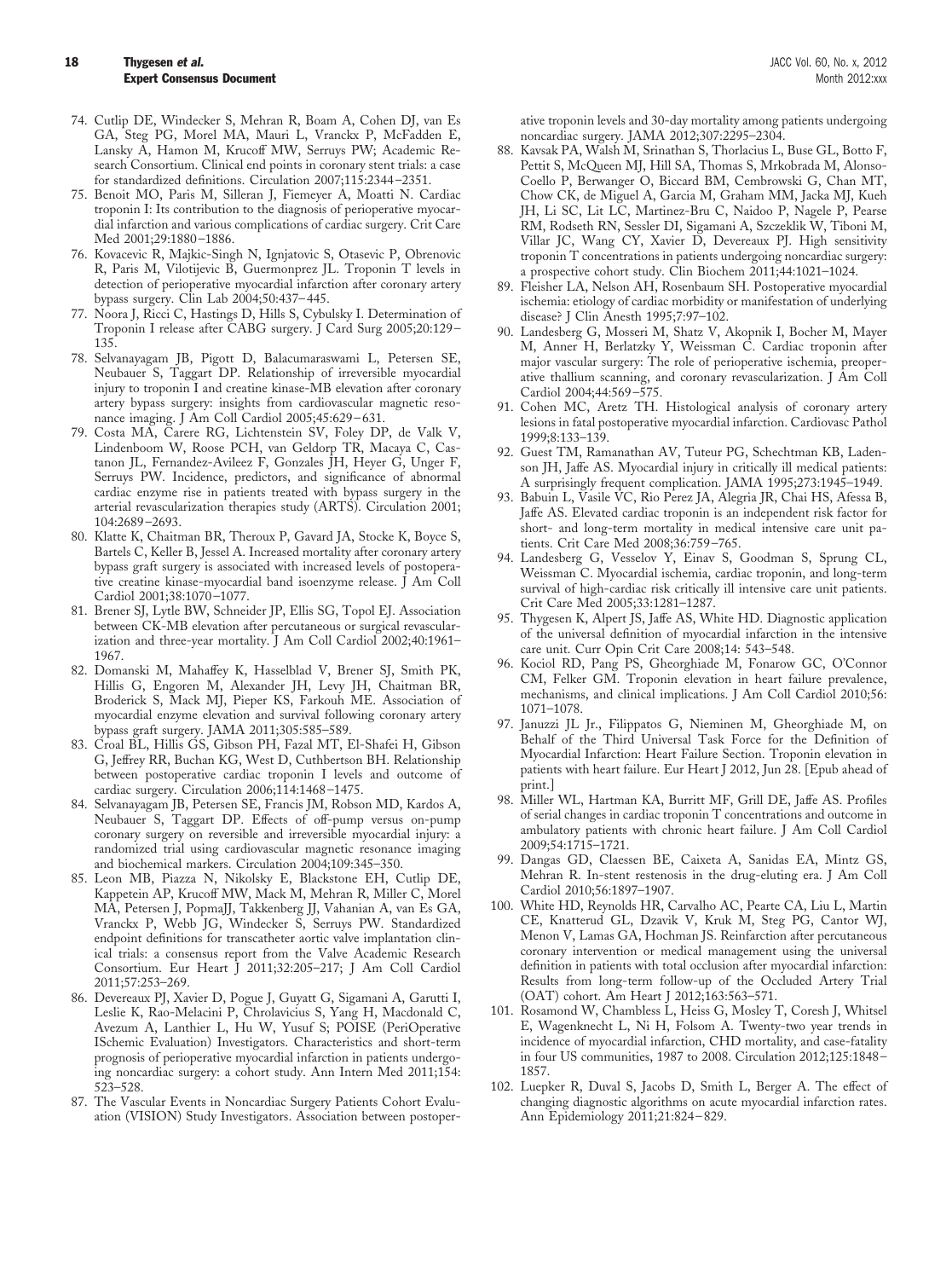74. Cutlip DE, Windecker S, Mehran R, Boam A, Cohen DJ, van Es GA, Steg PG, Morel MA, Mauri L, Vranckx P, McFadden E, Lansky A, Hamon M, Krucoff MW, Serruys PW; Academic Research Consortium. Clinical end points in coronary stent trials: a case for standardized definitions. Circulation 2007;115:2344–2351.
75. Benoit MO, Paris M, Silleran J, Fiemeyer A, Moatti N. Cardiac troponin I: Its contribution to the diagnosis of perioperative myocardial infarction and various complications of cardiac surgery. Crit Care Med 2001;29:1880–1886.
76. Kovacevic R, Majkic-Singh N, Ignjatovic S, Otasevic P, Obrenovic R, Paris M, Vilotijevic B, Guermonprez JL. Troponin T levels in detection of perioperative myocardial infarction after coronary artery bypass surgery. Clin Lab 2004;50:437–445.
77. Noora J, Ricci C, Hastings D, Hills S, Cybulsky I. Determination of Troponin I release after CABG surgery. J Card Surg 2005;20:129–135.
78. Selvanayagam JB, Pigott D, Balacumaraswami L, Petersen SE, Neubauer S, Taggart DP. Relationship of irreversible myocardial injury to troponin I and creatine kinase-MB elevation after coronary artery bypass surgery: insights from cardiovascular magnetic resonance imaging. J Am Coll Cardiol 2005;45:629–631.
79. Costa MA, Carere RG, Lichtenstein SV, Foley DP, de Valk V, Lindenboom W, Roose PCH, van Geldorp TR, Macaya C, Castanon JL, Fernandez-Avileez F, Gonzales JH, Heyer G, Unger F, Serruys PW. Incidence, predictors, and significance of abnormal cardiac enzyme rise in patients treated with bypass surgery in the arterial revascularization therapies study (ARTS). Circulation 2001; 104:2689–2693.
80. Klatte K, Chaitman BR, Theroux P, Gavard JA, Stocke K, Boyce S, Bartels C, Keller B, Jessel A. Increased mortality after coronary artery bypass graft surgery is associated with increased levels of postoperative creatine kinase-myocardial band isoenzyme release. J Am Coll Cardiol 2001;38:1070–1077.
81. Brener SJ, Lytle BW, Schneider JP, Ellis SG, Topol EJ. Association between CK-MB elevation after percutaneous or surgical revascularization and three-year mortality. J Am Coll Cardiol 2002;40:1961–1967.
82. Domanski M, Mahaffey K, Hasselblad V, Brener SJ, Smith PK, Hillis G, Engoren M, Alexander JH, Levy JH, Chaitman BR, Broderick S, Mack MJ, Pieper KS, Farkouh ME. Association of myocardial enzyme elevation and survival following coronary artery bypass graft surgery. JAMA 2011;305:585–589.
83. Croal BL, Hillis GS, Gibson PH, Fazal MT, El-Shafei H, Gibson G, Jeffrey RR, Buchan KG, West D, Cuthbertson BH. Relationship between postoperative cardiac troponin I levels and outcome of cardiac surgery. Circulation 2006;114:1468–1475.
84. Selvanayagam JB, Petersen SE, Francis JM, Robson MD, Kardos A, Neubauer S, Taggart DP. Effects of off-pump versus on-pump coronary surgery on reversible and irreversible myocardial injury: a randomized trial using cardiovascular magnetic resonance imaging and biochemical markers. Circulation 2004;109:345–350.
85. Leon MB, Piazza N, Nikolsky E, Blackstone EH, Cutlip DE, Kappetein AP, Krucoff MW, Mack M, Mehran R, Miller C, Morel MA, Petersen J, PopmaJJ, Takkenberg JJ, Vahanian A, van Es GA, Vranckx P, Webb JG, Windecker S, Serruys PW. Standardized endpoint definitions for transcatheter aortic valve implantation clinical trials: a consensus report from the Valve Academic Research Consortium. Eur Heart J 2011;32:205–217; J Am Coll Cardiol 2011;57:253–269.
86. Devereaux PJ, Xavier D, Pogue J, Guyatt G, Sigamani A, Garutti I, Leslie K, Rao-Melacini P, Chrolavicius S, Yang H, Macdonald C, Avezum A, Lanthier L, Hu W, Yusuf S; POISE (PeriOperative ISchemic Evaluation) Investigators. Characteristics and short-term prognosis of perioperative myocardial infarction in patients undergoing noncardiac surgery: a cohort study. Ann Intern Med 2011;154: 523–528.
87. The Vascular Events in Noncardiac Surgery Patients Cohort Evaluation (VISION) Study Investigators. Association between postoperative troponin levels and 30-day mortality among patients undergoing noncardiac surgery. JAMA 2012;307:2295–2304.
88. Kavsak PA, Walsh M, Srinathan S, Thorlacius L, Buse GL, Botto F, Pettit S, McQueen MJ, Hill SA, Thomas S, Mrkobrada M, Alonso-Coello P, Berwanger O, Biccard BM, Cembrowski G, Chan MT, Chow CK, de Miguel A, Garcia M, Graham MM, Jacka MJ, Kueh JH, Li SC, Lit LC, Martinez-Bru C, Naidoo P, Nagele P, Pearse RM, Rodseth RN, Sessler DI, Sigamani A, Szczeklik W, Tiboni M, Villar JC, Wang CY, Xavier D, Devereaux PJ. High sensitivity troponin T concentrations in patients undergoing noncardiac surgery: a prospective cohort study. Clin Biochem 2011;44:1021–1024.
89. Fleisher LA, Nelson AH, Rosenbaum SH. Postoperative myocardial ischemia: etiology of cardiac morbidity or manifestation of underlying disease? J Clin Anesth 1995;7:97–102.
90. Landesberg G, Mosseri M, Shatz V, Akopnik I, Bocher M, Mayer M, Anner H, Berlatzky Y, Weissman C. Cardiac troponin after major vascular surgery: The role of perioperative ischemia, preoperative thallium scanning, and coronary revascularization. J Am Coll Cardiol 2004;44:569–575.
91. Cohen MC, Aretz TH. Histological analysis of coronary artery lesions in fatal postoperative myocardial infarction. Cardiovasc Pathol 1999;8:133–139.
92. Guest TM, Ramanathan AV, Tuteur PG, Schechtman KB, Ladenson JH, Jaffe AS. Myocardial injury in critically ill medical patients: A surprisingly frequent complication. JAMA 1995;273:1945–1949.
93. Babuin L, Vasile VC, Rio Perez JA, Alegria JR, Chai HS, Afessa B, Jaffe AS. Elevated cardiac troponin is an independent risk factor for short- and long-term mortality in medical intensive care unit patients. Crit Care Med 2008;36:759–765.
94. Landesberg G, Vesselov Y, Einav S, Goodman S, Sprung CL, Weissman C. Myocardial ischemia, cardiac troponin, and long-term survival of high-cardiac risk critically ill intensive care unit patients. Crit Care Med 2005;33:1281–1287.
95. Thygesen K, Alpert JS, Jaffe AS, White HD. Diagnostic application of the universal definition of myocardial infarction in the intensive care unit. Curr Opin Crit Care 2008;14: 543–548.
96. Kociol RD, Pang PS, Gheorghiade M, Fonarow GC, O'Connor CM, Felker GM. Troponin elevation in heart failure prevalence, mechanisms, and clinical implications. J Am Coll Cardiol 2010;56: 1071–1078.
97. Januzzi JL Jr., Filippatos G, Nieminen M, Gheorghiade M, on Behalf of the Third Universal Task Force for the Definition of Myocardial Infarction: Heart Failure Section. Troponin elevation in patients with heart failure. Eur Heart J 2012, Jun 28. [Epub ahead of print.]
98. Miller WL, Hartman KA, Burritt MF, Grill DE, Jaffe AS. Profiles of serial changes in cardiac troponin T concentrations and outcome in ambulatory patients with chronic heart failure. J Am Coll Cardiol 2009;54:1715–1721.
99. Dangas GD, Claessen BE, Caixeta A, Sanidas EA, Mintz GS, Mehran R. In-stent restenosis in the drug-eluting era. J Am Coll Cardiol 2010;56:1897–1907.
100. White HD, Reynolds HR, Carvalho AC, Pearte CA, Liu L, Martin CE, Knatterud GL, Dzavik V, Kruk M, Steg PG, Cantor WJ, Menon V, Lamas GA, Hochman JS. Reinfarction after percutaneous coronary intervention or medical management using the universal definition in patients with total occlusion after myocardial infarction: Results from long-term follow-up of the Occluded Artery Trial (OAT) cohort. Am Heart J 2012;163:563–571.
101. Rosamond W, Chambless L, Heiss G, Mosley T, Coresh J, Whitsel E, Wagenknecht L, Ni H, Folsom A. Twenty-two year trends in incidence of myocardial infarction, CHD mortality, and case-fatality in four US communities, 1987 to 2008. Circulation 2012;125:1848–1857.
102. Luepker R, Duval S, Jacobs D, Smith L, Berger A. The effect of changing diagnostic algorithms on acute myocardial infarction rates. Ann Epidemiology 2011;21:824–829.